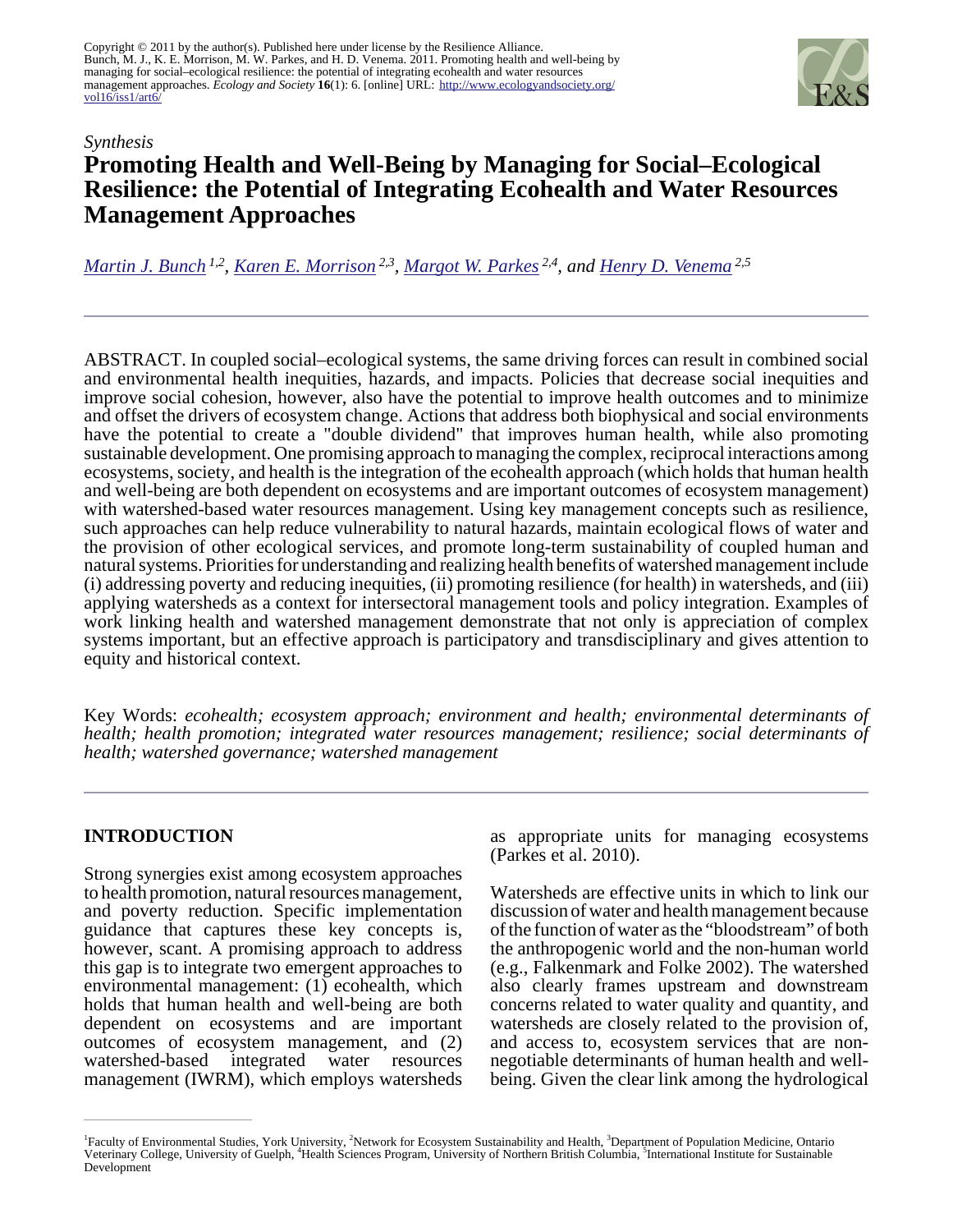Copyright © 2011 by the author(s). Published here under license by the Resilience Alliance.
Bunch, M. J., K. E. Morrison, M. W. Parkes, and H. D. Venema. 2011. Promoting health and well-being by managing for social–ecological resilience: the potential of integrating ecohealth and water resources management approaches. *Ecology and Society* **16**(1): 6. [online] URL: http://www.ecologyandsociety.org/vol16/iss1/art6/

*Synthesis*

# Promoting Health and Well-Being by Managing for Social–Ecological Resilience: the Potential of Integrating Ecohealth and Water Resources Management Approaches

*Martin J. Bunch [1,2], Karen E. Morrison [2,3], Margot W. Parkes [2,4], and Henry D. Venema [2,5]*

---

ABSTRACT. In coupled social–ecological systems, the same driving forces can result in combined social and environmental health inequities, hazards, and impacts. Policies that decrease social inequities and improve social cohesion, however, also have the potential to improve health outcomes and to minimize and offset the drivers of ecosystem change. Actions that address both biophysical and social environments have the potential to create a "double dividend" that improves human health, while also promoting sustainable development. One promising approach to managing the complex, reciprocal interactions among ecosystems, society, and health is the integration of the ecohealth approach (which holds that human health and well-being are both dependent on ecosystems and are important outcomes of ecosystem management) with watershed-based water resources management. Using key management concepts such as resilience, such approaches can help reduce vulnerability to natural hazards, maintain ecological flows of water and the provision of other ecological services, and promote long-term sustainability of coupled human and natural systems. Priorities for understanding and realizing health benefits of watershed management include (i) addressing poverty and reducing inequities, (ii) promoting resilience (for health) in watersheds, and (iii) applying watersheds as a context for intersectoral management tools and policy integration. Examples of work linking health and watershed management demonstrate that not only is appreciation of complex systems important, but an effective approach is participatory and transdisciplinary and gives attention to equity and historical context.

Key Words: *ecohealth; ecosystem approach; environment and health; environmental determinants of health; health promotion; integrated water resources management; resilience; social determinants of health; watershed governance; watershed management*

---

## INTRODUCTION

Strong synergies exist among ecosystem approaches to health promotion, natural resources management, and poverty reduction. Specific implementation guidance that captures these key concepts is, however, scant. A promising approach to address this gap is to integrate two emergent approaches to environmental management: (1) ecohealth, which holds that human health and well-being are both dependent on ecosystems and are important outcomes of ecosystem management, and (2) watershed-based integrated water resources management (IWRM), which employs watersheds as appropriate units for managing ecosystems (Parkes et al. 2010).

Watersheds are effective units in which to link our discussion of water and health management because of the function of water as the "bloodstream" of both the anthropogenic world and the non-human world (e.g., Falkenmark and Folke 2002). The watershed also clearly frames upstream and downstream concerns related to water quality and quantity, and watersheds are closely related to the provision of, and access to, ecosystem services that are non-negotiable determinants of human health and well-being. Given the clear link among the hydrological

---

[1]Faculty of Environmental Studies, York University, [2]Network for Ecosystem Sustainability and Health, [3]Department of Population Medicine, Ontario Veterinary College, University of Guelph, [4]Health Sciences Program, University of Northern British Columbia, [5]International Institute for Sustainable Development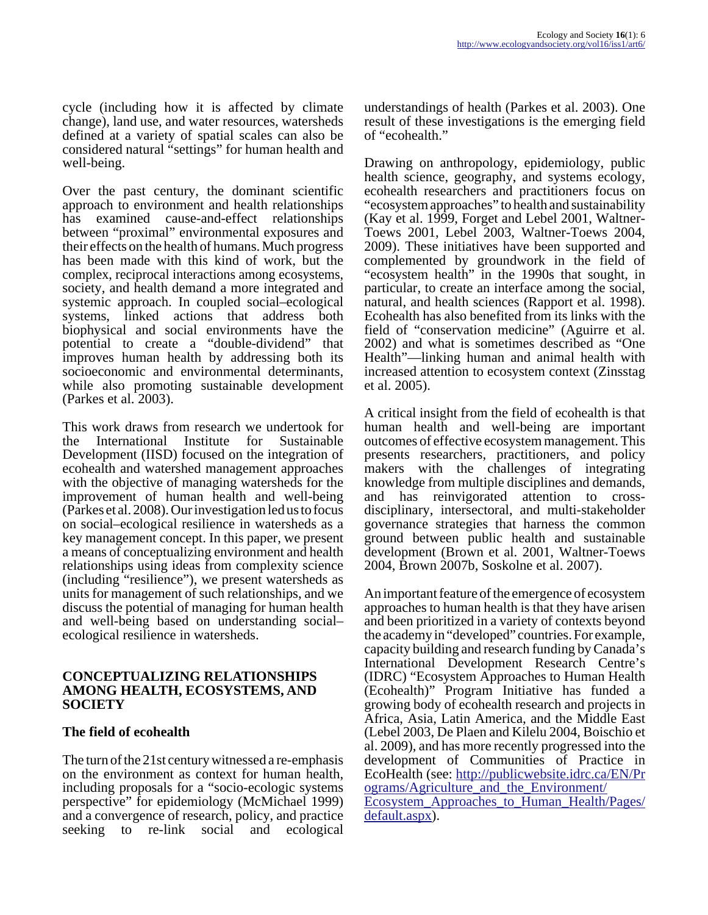cycle (including how it is affected by climate change), land use, and water resources, watersheds defined at a variety of spatial scales can also be considered natural "settings" for human health and well-being.

Over the past century, the dominant scientific approach to environment and health relationships has examined cause-and-effect relationships between "proximal" environmental exposures and their effects on the health of humans. Much progress has been made with this kind of work, but the complex, reciprocal interactions among ecosystems, society, and health demand a more integrated and systemic approach. In coupled social–ecological systems, linked actions that address both biophysical and social environments have the potential to create a "double-dividend" that improves human health by addressing both its socioeconomic and environmental determinants, while also promoting sustainable development (Parkes et al. 2003).

This work draws from research we undertook for the International Institute for Sustainable Development (IISD) focused on the integration of ecohealth and watershed management approaches with the objective of managing watersheds for the improvement of human health and well-being (Parkes et al. 2008). Our investigation led us to focus on social–ecological resilience in watersheds as a key management concept. In this paper, we present a means of conceptualizing environment and health relationships using ideas from complexity science (including "resilience"), we present watersheds as units for management of such relationships, and we discuss the potential of managing for human health and well-being based on understanding social–ecological resilience in watersheds.

## CONCEPTUALIZING RELATIONSHIPS AMONG HEALTH, ECOSYSTEMS, AND SOCIETY

### The field of ecohealth

The turn of the 21st century witnessed a re-emphasis on the environment as context for human health, including proposals for a "socio-ecologic systems perspective" for epidemiology (McMichael 1999) and a convergence of research, policy, and practice seeking to re-link social and ecological understandings of health (Parkes et al. 2003). One result of these investigations is the emerging field of "ecohealth."

Drawing on anthropology, epidemiology, public health science, geography, and systems ecology, ecohealth researchers and practitioners focus on "ecosystem approaches" to health and sustainability (Kay et al. 1999, Forget and Lebel 2001, Waltner-Toews 2001, Lebel 2003, Waltner-Toews 2004, 2009). These initiatives have been supported and complemented by groundwork in the field of "ecosystem health" in the 1990s that sought, in particular, to create an interface among the social, natural, and health sciences (Rapport et al. 1998). Ecohealth has also benefited from its links with the field of "conservation medicine" (Aguirre et al. 2002) and what is sometimes described as "One Health"—linking human and animal health with increased attention to ecosystem context (Zinsstag et al. 2005).

A critical insight from the field of ecohealth is that human health and well-being are important outcomes of effective ecosystem management. This presents researchers, practitioners, and policy makers with the challenges of integrating knowledge from multiple disciplines and demands, and has reinvigorated attention to cross-disciplinary, intersectoral, and multi-stakeholder governance strategies that harness the common ground between public health and sustainable development (Brown et al. 2001, Waltner-Toews 2004, Brown 2007b, Soskolne et al. 2007).

An important feature of the emergence of ecosystem approaches to human health is that they have arisen and been prioritized in a variety of contexts beyond the academy in "developed" countries. For example, capacity building and research funding by Canada's International Development Research Centre's (IDRC) "Ecosystem Approaches to Human Health (Ecohealth)" Program Initiative has funded a growing body of ecohealth research and projects in Africa, Asia, Latin America, and the Middle East (Lebel 2003, De Plaen and Kilelu 2004, Boischio et al. 2009), and has more recently progressed into the development of Communities of Practice in EcoHealth (see: [http://publicwebsite.idrc.ca/EN/Programs/Agriculture_and_the_Environment/Ecosystem_Approaches_to_Human_Health/Pages/default.aspx](http://publicwebsite.idrc.ca/EN/Programs/Agriculture_and_the_Environment/Ecosystem_Approaches_to_Human_Health/Pages/default.aspx)).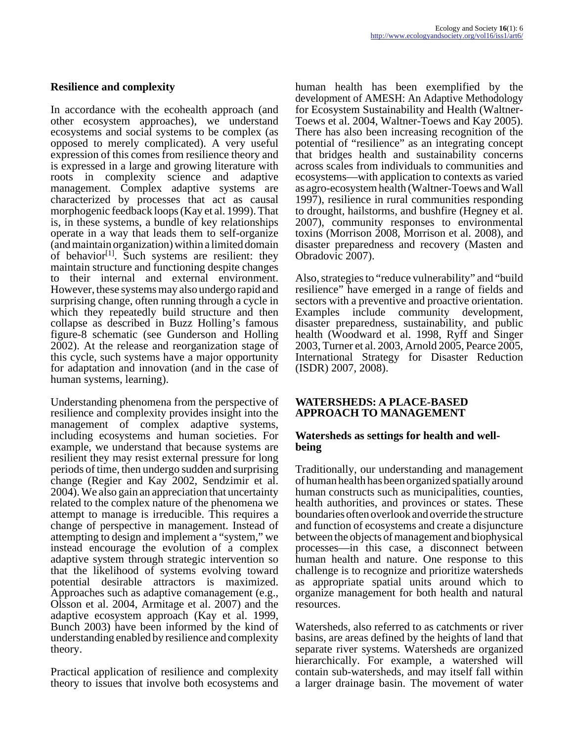### Resilience and complexity

In accordance with the ecohealth approach (and other ecosystem approaches), we understand ecosystems and social systems to be complex (as opposed to merely complicated). A very useful expression of this comes from resilience theory and is expressed in a large and growing literature with roots in complexity science and adaptive management. Complex adaptive systems are characterized by processes that act as causal morphogenic feedback loops (Kay et al. 1999). That is, in these systems, a bundle of key relationships operate in a way that leads them to self-organize (and maintain organization) within a limited domain of behavior[1]. Such systems are resilient: they maintain structure and functioning despite changes to their internal and external environment. However, these systems may also undergo rapid and surprising change, often running through a cycle in which they repeatedly build structure and then collapse as described in Buzz Holling's famous figure-8 schematic (see Gunderson and Holling 2002). At the release and reorganization stage of this cycle, such systems have a major opportunity for adaptation and innovation (and in the case of human systems, learning).

Understanding phenomena from the perspective of resilience and complexity provides insight into the management of complex adaptive systems, including ecosystems and human societies. For example, we understand that because systems are resilient they may resist external pressure for long periods of time, then undergo sudden and surprising change (Regier and Kay 2002, Sendzimir et al. 2004). We also gain an appreciation that uncertainty related to the complex nature of the phenomena we attempt to manage is irreducible. This requires a change of perspective in management. Instead of attempting to design and implement a "system," we instead encourage the evolution of a complex adaptive system through strategic intervention so that the likelihood of systems evolving toward potential desirable attractors is maximized. Approaches such as adaptive comanagement (e.g., Olsson et al. 2004, Armitage et al. 2007) and the adaptive ecosystem approach (Kay et al. 1999, Bunch 2003) have been informed by the kind of understanding enabled by resilience and complexity theory.

Practical application of resilience and complexity theory to issues that involve both ecosystems and human health has been exemplified by the development of AMESH: An Adaptive Methodology for Ecosystem Sustainability and Health (Waltner-Toews et al. 2004, Waltner-Toews and Kay 2005). There has also been increasing recognition of the potential of "resilience" as an integrating concept that bridges health and sustainability concerns across scales from individuals to communities and ecosystems—with application to contexts as varied as agro-ecosystem health (Waltner-Toews and Wall 1997), resilience in rural communities responding to drought, hailstorms, and bushfire (Hegney et al. 2007), community responses to environmental toxins (Morrison 2008, Morrison et al. 2008), and disaster preparedness and recovery (Masten and Obradovic 2007).

Also, strategies to "reduce vulnerability" and "build resilience" have emerged in a range of fields and sectors with a preventive and proactive orientation. Examples include community development, disaster preparedness, sustainability, and public health (Woodward et al. 1998, Ryff and Singer 2003, Turner et al. 2003, Arnold 2005, Pearce 2005, International Strategy for Disaster Reduction (ISDR) 2007, 2008).

## WATERSHEDS: A PLACE-BASED APPROACH TO MANAGEMENT

### Watersheds as settings for health and well-being

Traditionally, our understanding and management of human health has been organized spatially around human constructs such as municipalities, counties, health authorities, and provinces or states. These boundaries often overlook and override the structure and function of ecosystems and create a disjuncture between the objects of management and biophysical processes—in this case, a disconnect between human health and nature. One response to this challenge is to recognize and prioritize watersheds as appropriate spatial units around which to organize management for both health and natural resources.

Watersheds, also referred to as catchments or river basins, are areas defined by the heights of land that separate river systems. Watersheds are organized hierarchically. For example, a watershed will contain sub-watersheds, and may itself fall within a larger drainage basin. The movement of water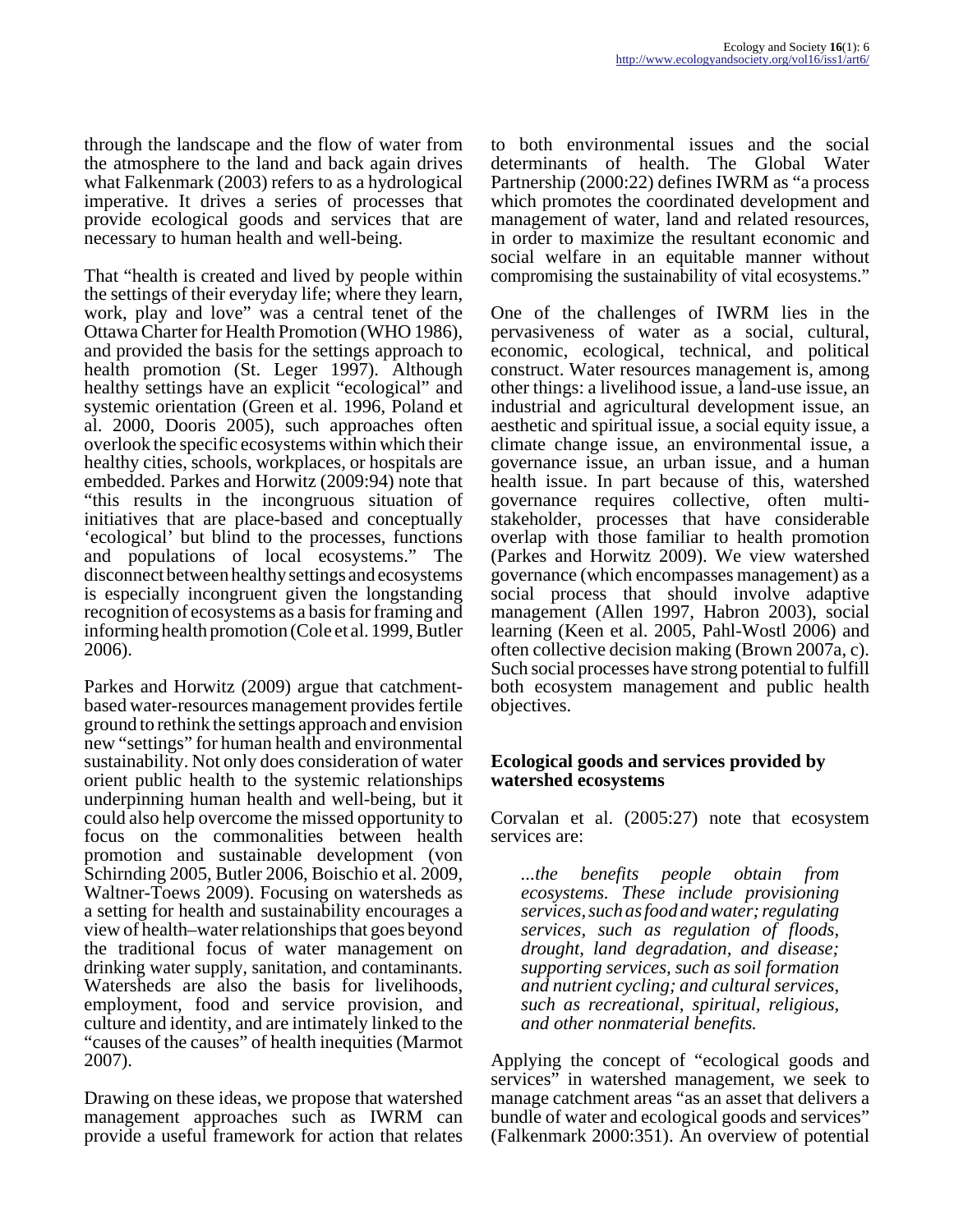through the landscape and the flow of water from the atmosphere to the land and back again drives what Falkenmark (2003) refers to as a hydrological imperative. It drives a series of processes that provide ecological goods and services that are necessary to human health and well-being.

That "health is created and lived by people within the settings of their everyday life; where they learn, work, play and love" was a central tenet of the Ottawa Charter for Health Promotion (WHO 1986), and provided the basis for the settings approach to health promotion (St. Leger 1997). Although healthy settings have an explicit "ecological" and systemic orientation (Green et al. 1996, Poland et al. 2000, Dooris 2005), such approaches often overlook the specific ecosystems within which their healthy cities, schools, workplaces, or hospitals are embedded. Parkes and Horwitz (2009:94) note that "this results in the incongruous situation of initiatives that are place-based and conceptually 'ecological' but blind to the processes, functions and populations of local ecosystems." The disconnect between healthy settings and ecosystems is especially incongruent given the longstanding recognition of ecosystems as a basis for framing and informing health promotion (Cole et al. 1999, Butler 2006).

Parkes and Horwitz (2009) argue that catchment-based water-resources management provides fertile ground to rethink the settings approach and envision new "settings" for human health and environmental sustainability. Not only does consideration of water orient public health to the systemic relationships underpinning human health and well-being, but it could also help overcome the missed opportunity to focus on the commonalities between health promotion and sustainable development (von Schirnding 2005, Butler 2006, Boischio et al. 2009, Waltner-Toews 2009). Focusing on watersheds as a setting for health and sustainability encourages a view of health–water relationships that goes beyond the traditional focus of water management on drinking water supply, sanitation, and contaminants. Watersheds are also the basis for livelihoods, employment, food and service provision, and culture and identity, and are intimately linked to the "causes of the causes" of health inequities (Marmot 2007).

Drawing on these ideas, we propose that watershed management approaches such as IWRM can provide a useful framework for action that relates to both environmental issues and the social determinants of health. The Global Water Partnership (2000:22) defines IWRM as "a process which promotes the coordinated development and management of water, land and related resources, in order to maximize the resultant economic and social welfare in an equitable manner without compromising the sustainability of vital ecosystems."

One of the challenges of IWRM lies in the pervasiveness of water as a social, cultural, economic, ecological, technical, and political construct. Water resources management is, among other things: a livelihood issue, a land-use issue, an industrial and agricultural development issue, an aesthetic and spiritual issue, a social equity issue, a climate change issue, an environmental issue, a governance issue, an urban issue, and a human health issue. In part because of this, watershed governance requires collective, often multi-stakeholder, processes that have considerable overlap with those familiar to health promotion (Parkes and Horwitz 2009). We view watershed governance (which encompasses management) as a social process that should involve adaptive management (Allen 1997, Habron 2003), social learning (Keen et al. 2005, Pahl-Wostl 2006) and often collective decision making (Brown 2007a, c). Such social processes have strong potential to fulfill both ecosystem management and public health objectives.

### Ecological goods and services provided by watershed ecosystems

Corvalan et al. (2005:27) note that ecosystem services are:

> *...the benefits people obtain from ecosystems. These include provisioning services, such as food and water; regulating services, such as regulation of floods, drought, land degradation, and disease; supporting services, such as soil formation and nutrient cycling; and cultural services, such as recreational, spiritual, religious, and other nonmaterial benefits.*

Applying the concept of "ecological goods and services" in watershed management, we seek to manage catchment areas "as an asset that delivers a bundle of water and ecological goods and services" (Falkenmark 2000:351). An overview of potential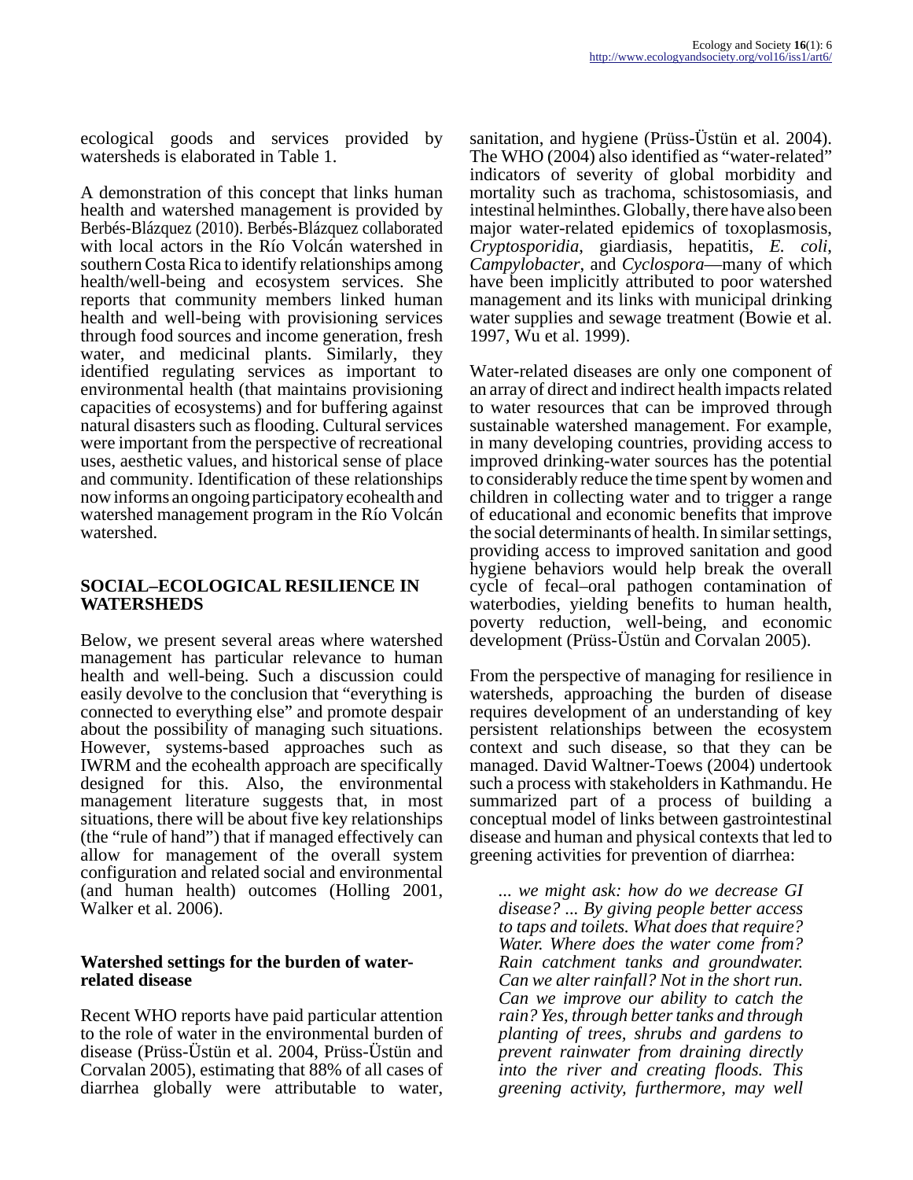ecological goods and services provided by watersheds is elaborated in Table 1.

A demonstration of this concept that links human health and watershed management is provided by Berbés-Blázquez (2010). Berbés-Blázquez collaborated with local actors in the Río Volcán watershed in southern Costa Rica to identify relationships among health/well-being and ecosystem services. She reports that community members linked human health and well-being with provisioning services through food sources and income generation, fresh water, and medicinal plants. Similarly, they identified regulating services as important to environmental health (that maintains provisioning capacities of ecosystems) and for buffering against natural disasters such as flooding. Cultural services were important from the perspective of recreational uses, aesthetic values, and historical sense of place and community. Identification of these relationships now informs an ongoing participatory ecohealth and watershed management program in the Río Volcán watershed.

## SOCIAL–ECOLOGICAL RESILIENCE IN WATERSHEDS

Below, we present several areas where watershed management has particular relevance to human health and well-being. Such a discussion could easily devolve to the conclusion that "everything is connected to everything else" and promote despair about the possibility of managing such situations. However, systems-based approaches such as IWRM and the ecohealth approach are specifically designed for this. Also, the environmental management literature suggests that, in most situations, there will be about five key relationships (the "rule of hand") that if managed effectively can allow for management of the overall system configuration and related social and environmental (and human health) outcomes (Holling 2001, Walker et al. 2006).

### Watershed settings for the burden of water-related disease

Recent WHO reports have paid particular attention to the role of water in the environmental burden of disease (Prüss-Üstün et al. 2004, Prüss-Üstün and Corvalan 2005), estimating that 88% of all cases of diarrhea globally were attributable to water, sanitation, and hygiene (Prüss-Üstün et al. 2004). The WHO (2004) also identified as "water-related" indicators of severity of global morbidity and mortality such as trachoma, schistosomiasis, and intestinal helminthes. Globally, there have also been major water-related epidemics of toxoplasmosis, *Cryptosporidia*, giardiasis, hepatitis, *E. coli*, *Campylobacter*, and *Cyclospora*—many of which have been implicitly attributed to poor watershed management and its links with municipal drinking water supplies and sewage treatment (Bowie et al. 1997, Wu et al. 1999).

Water-related diseases are only one component of an array of direct and indirect health impacts related to water resources that can be improved through sustainable watershed management. For example, in many developing countries, providing access to improved drinking-water sources has the potential to considerably reduce the time spent by women and children in collecting water and to trigger a range of educational and economic benefits that improve the social determinants of health. In similar settings, providing access to improved sanitation and good hygiene behaviors would help break the overall cycle of fecal–oral pathogen contamination of waterbodies, yielding benefits to human health, poverty reduction, well-being, and economic development (Prüss-Üstün and Corvalan 2005).

From the perspective of managing for resilience in watersheds, approaching the burden of disease requires development of an understanding of key persistent relationships between the ecosystem context and such disease, so that they can be managed. David Waltner-Toews (2004) undertook such a process with stakeholders in Kathmandu. He summarized part of a process of building a conceptual model of links between gastrointestinal disease and human and physical contexts that led to greening activities for prevention of diarrhea:

> *... we might ask: how do we decrease GI disease? ... By giving people better access to taps and toilets. What does that require? Water. Where does the water come from? Rain catchment tanks and groundwater. Can we alter rainfall? Not in the short run. Can we improve our ability to catch the rain? Yes, through better tanks and through planting of trees, shrubs and gardens to prevent rainwater from draining directly into the river and creating floods. This greening activity, furthermore, may well*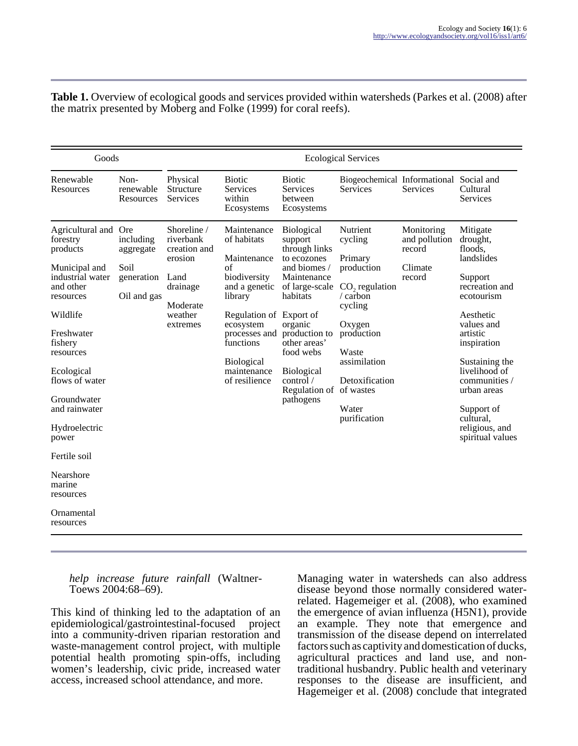**Table 1.** Overview of ecological goods and services provided within watersheds (Parkes et al. (2008) after the matrix presented by Moberg and Folke (1999) for coral reefs).

| Goods | | Ecological Services | | | | | |
|---|---|---|---|---|---|---|---|
| Renewable Resources | Non-renewable Resources | Physical Structure Services | Biotic Services within Ecosystems | Biotic Services between Ecosystems | Biogeochemical Services | Informational Services | Social and Cultural Services |
| Agricultural and forestry products<br><br>Municipal and industrial water and other resources<br><br>Wildlife<br><br>Freshwater fishery resources<br><br>Ecological flows of water<br><br>Groundwater and rainwater<br><br>Hydroelectric power<br><br>Fertile soil<br><br>Nearshore marine resources<br><br>Ornamental resources | Ore including aggregate<br><br>Soil generation<br><br>Oil and gas | Shoreline / riverbank creation and erosion<br><br>Land drainage<br><br>Moderate weather extremes | Maintenance of habitats<br><br>Maintenance of biodiversity and a genetic library<br><br>Regulation of ecosystem processes and functions<br><br>Biological maintenance of resilience | Biological support through links to ecozones and biomes / Maintenance of large-scale habitats<br><br>Export of organic production to other areas' food webs<br><br>Biological control / Regulation of pathogens | Nutrient cycling<br><br>Primary production<br><br>$CO_2$ regulation / carbon cycling<br><br>Oxygen production<br><br>Waste assimilation<br><br>Detoxification of wastes<br><br>Water purification | Monitoring and pollution record<br><br>Climate record | Mitigate drought, floods, landslides<br><br>Support recreation and ecotourism<br><br>Aesthetic values and artistic inspiration<br><br>Sustaining the livelihood of communities / urban areas<br><br>Support of cultural, religious, and spiritual values |

*help increase future rainfall* (Waltner-Toews 2004:68–69).

This kind of thinking led to the adaptation of an epidemiological/gastrointestinal-focused project into a community-driven riparian restoration and waste-management control project, with multiple potential health promoting spin-offs, including women's leadership, civic pride, increased water access, increased school attendance, and more.

Managing water in watersheds can also address disease beyond those normally considered water-related. Hagemeiger et al. (2008), who examined the emergence of avian influenza (H5N1), provide an example. They note that emergence and transmission of the disease depend on interrelated factors such as captivity and domestication of ducks, agricultural practices and land use, and non-traditional husbandry. Public health and veterinary responses to the disease are insufficient, and Hagemeiger et al. (2008) conclude that integrated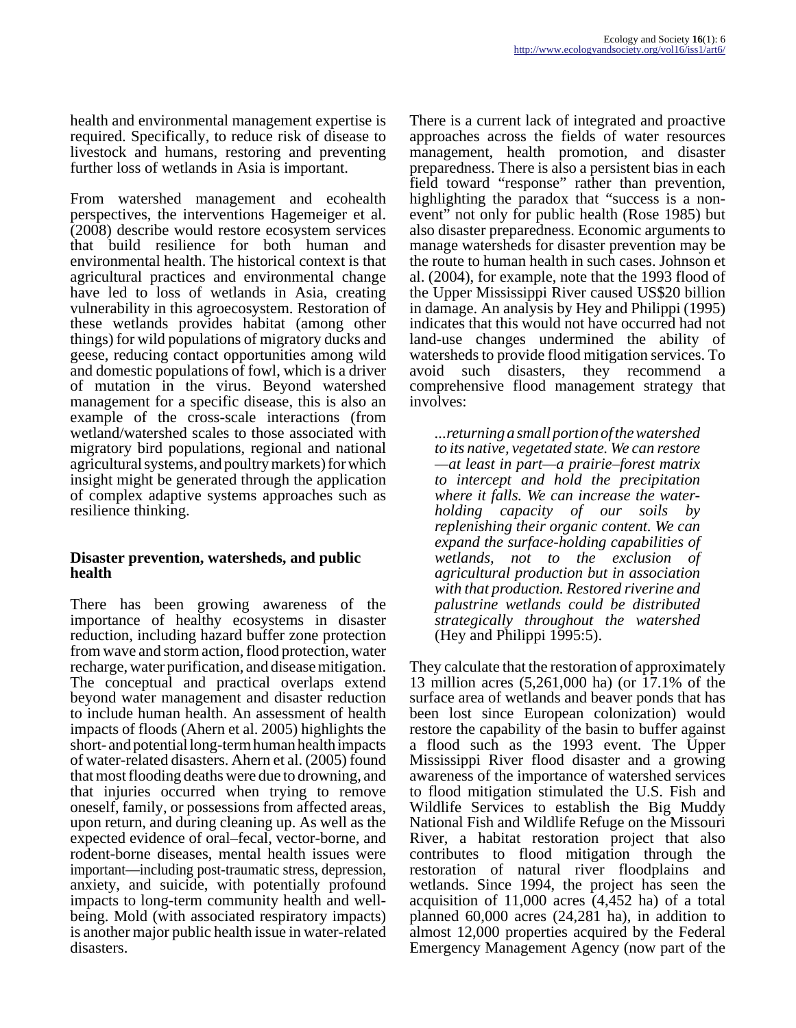health and environmental management expertise is required. Specifically, to reduce risk of disease to livestock and humans, restoring and preventing further loss of wetlands in Asia is important.

From watershed management and ecohealth perspectives, the interventions Hagemeiger et al. (2008) describe would restore ecosystem services that build resilience for both human and environmental health. The historical context is that agricultural practices and environmental change have led to loss of wetlands in Asia, creating vulnerability in this agroecosystem. Restoration of these wetlands provides habitat (among other things) for wild populations of migratory ducks and geese, reducing contact opportunities among wild and domestic populations of fowl, which is a driver of mutation in the virus. Beyond watershed management for a specific disease, this is also an example of the cross-scale interactions (from wetland/watershed scales to those associated with migratory bird populations, regional and national agricultural systems, and poultry markets) for which insight might be generated through the application of complex adaptive systems approaches such as resilience thinking.

### Disaster prevention, watersheds, and public health

There has been growing awareness of the importance of healthy ecosystems in disaster reduction, including hazard buffer zone protection from wave and storm action, flood protection, water recharge, water purification, and disease mitigation. The conceptual and practical overlaps extend beyond water management and disaster reduction to include human health. An assessment of health impacts of floods (Ahern et al. 2005) highlights the short- and potential long-term human health impacts of water-related disasters. Ahern et al. (2005) found that most flooding deaths were due to drowning, and that injuries occurred when trying to remove oneself, family, or possessions from affected areas, upon return, and during cleaning up. As well as the expected evidence of oral–fecal, vector-borne, and rodent-borne diseases, mental health issues were important—including post-traumatic stress, depression, anxiety, and suicide, with potentially profound impacts to long-term community health and well-being. Mold (with associated respiratory impacts) is another major public health issue in water-related disasters.

There is a current lack of integrated and proactive approaches across the fields of water resources management, health promotion, and disaster preparedness. There is also a persistent bias in each field toward "response" rather than prevention, highlighting the paradox that "success is a non-event" not only for public health (Rose 1985) but also disaster preparedness. Economic arguments to manage watersheds for disaster prevention may be the route to human health in such cases. Johnson et al. (2004), for example, note that the 1993 flood of the Upper Mississippi River caused US$20 billion in damage. An analysis by Hey and Philippi (1995) indicates that this would not have occurred had not land-use changes undermined the ability of watersheds to provide flood mitigation services. To avoid such disasters, they recommend a comprehensive flood management strategy that involves:

> *...returning a small portion of the watershed to its native, vegetated state. We can restore —at least in part—a prairie–forest matrix to intercept and hold the precipitation where it falls. We can increase the water-holding capacity of our soils by replenishing their organic content. We can expand the surface-holding capabilities of wetlands, not to the exclusion of agricultural production but in association with that production. Restored riverine and palustrine wetlands could be distributed strategically throughout the watershed* (Hey and Philippi 1995:5).

They calculate that the restoration of approximately 13 million acres (5,261,000 ha) (or 17.1% of the surface area of wetlands and beaver ponds that has been lost since European colonization) would restore the capability of the basin to buffer against a flood such as the 1993 event. The Upper Mississippi River flood disaster and a growing awareness of the importance of watershed services to flood mitigation stimulated the U.S. Fish and Wildlife Services to establish the Big Muddy National Fish and Wildlife Refuge on the Missouri River, a habitat restoration project that also contributes to flood mitigation through the restoration of natural river floodplains and wetlands. Since 1994, the project has seen the acquisition of 11,000 acres (4,452 ha) of a total planned 60,000 acres (24,281 ha), in addition to almost 12,000 properties acquired by the Federal Emergency Management Agency (now part of the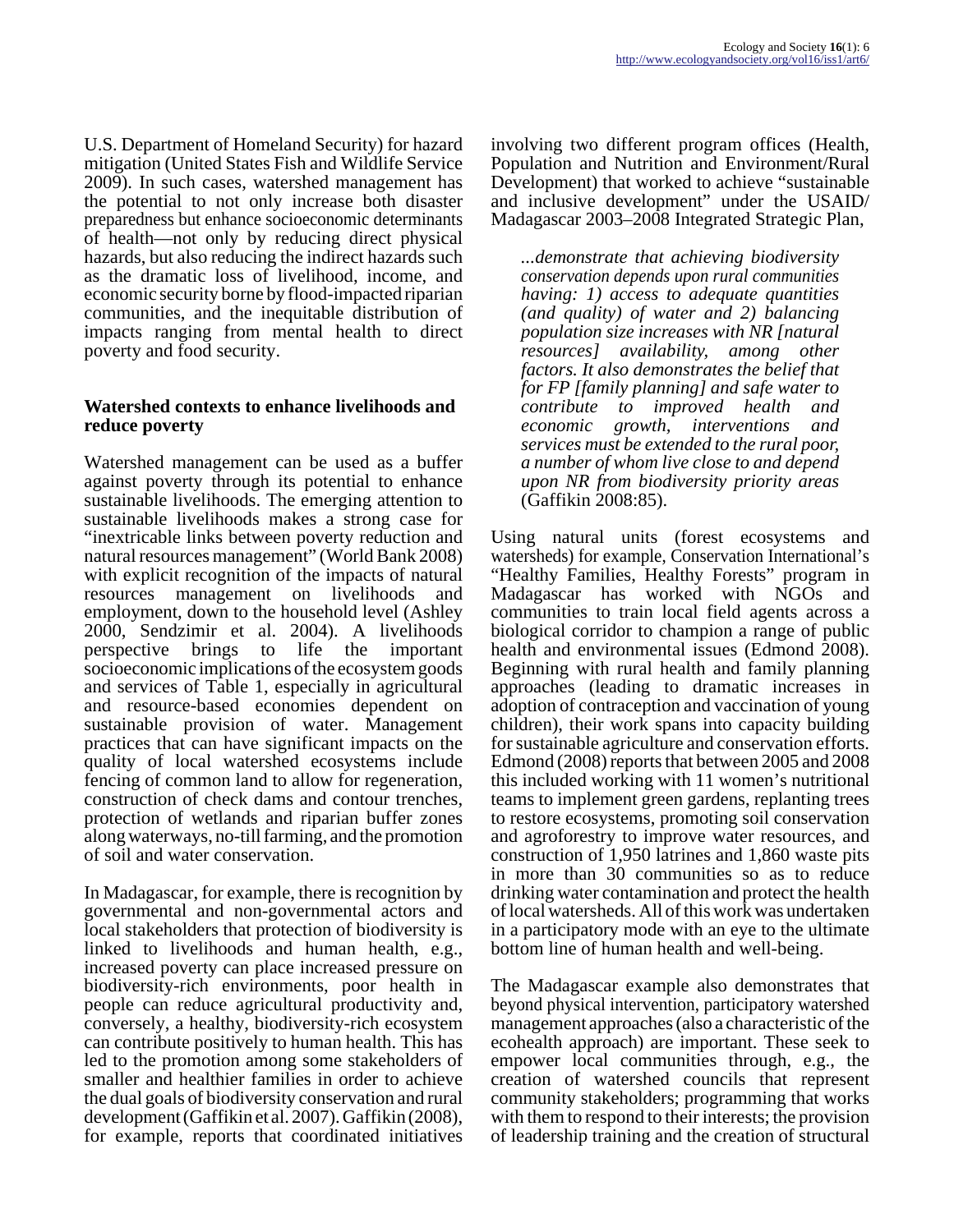U.S. Department of Homeland Security) for hazard mitigation (United States Fish and Wildlife Service 2009). In such cases, watershed management has the potential to not only increase both disaster preparedness but enhance socioeconomic determinants of health—not only by reducing direct physical hazards, but also reducing the indirect hazards such as the dramatic loss of livelihood, income, and economic security borne by flood-impacted riparian communities, and the inequitable distribution of impacts ranging from mental health to direct poverty and food security.

### Watershed contexts to enhance livelihoods and reduce poverty

Watershed management can be used as a buffer against poverty through its potential to enhance sustainable livelihoods. The emerging attention to sustainable livelihoods makes a strong case for "inextricable links between poverty reduction and natural resources management" (World Bank 2008) with explicit recognition of the impacts of natural resources management on livelihoods and employment, down to the household level (Ashley 2000, Sendzimir et al. 2004). A livelihoods perspective brings to life the important socioeconomic implications of the ecosystem goods and services of Table 1, especially in agricultural and resource-based economies dependent on sustainable provision of water. Management practices that can have significant impacts on the quality of local watershed ecosystems include fencing of common land to allow for regeneration, construction of check dams and contour trenches, protection of wetlands and riparian buffer zones along waterways, no-till farming, and the promotion of soil and water conservation.

In Madagascar, for example, there is recognition by governmental and non-governmental actors and local stakeholders that protection of biodiversity is linked to livelihoods and human health, e.g., increased poverty can place increased pressure on biodiversity-rich environments, poor health in people can reduce agricultural productivity and, conversely, a healthy, biodiversity-rich ecosystem can contribute positively to human health. This has led to the promotion among some stakeholders of smaller and healthier families in order to achieve the dual goals of biodiversity conservation and rural development (Gaffikin et al. 2007). Gaffikin (2008), for example, reports that coordinated initiatives involving two different program offices (Health, Population and Nutrition and Environment/Rural Development) that worked to achieve "sustainable and inclusive development" under the USAID/Madagascar 2003–2008 Integrated Strategic Plan,

> *...demonstrate that achieving biodiversity conservation depends upon rural communities having: 1) access to adequate quantities (and quality) of water and 2) balancing population size increases with NR [natural resources] availability, among other factors. It also demonstrates the belief that for FP [family planning] and safe water to contribute to improved health and economic growth, interventions and services must be extended to the rural poor, a number of whom live close to and depend upon NR from biodiversity priority areas* (Gaffikin 2008:85).

Using natural units (forest ecosystems and watersheds) for example, Conservation International's "Healthy Families, Healthy Forests" program in Madagascar has worked with NGOs and communities to train local field agents across a biological corridor to champion a range of public health and environmental issues (Edmond 2008). Beginning with rural health and family planning approaches (leading to dramatic increases in adoption of contraception and vaccination of young children), their work spans into capacity building for sustainable agriculture and conservation efforts. Edmond (2008) reports that between 2005 and 2008 this included working with 11 women's nutritional teams to implement green gardens, replanting trees to restore ecosystems, promoting soil conservation and agroforestry to improve water resources, and construction of 1,950 latrines and 1,860 waste pits in more than 30 communities so as to reduce drinking water contamination and protect the health of local watersheds. All of this work was undertaken in a participatory mode with an eye to the ultimate bottom line of human health and well-being.

The Madagascar example also demonstrates that beyond physical intervention, participatory watershed management approaches (also a characteristic of the ecohealth approach) are important. These seek to empower local communities through, e.g., the creation of watershed councils that represent community stakeholders; programming that works with them to respond to their interests; the provision of leadership training and the creation of structural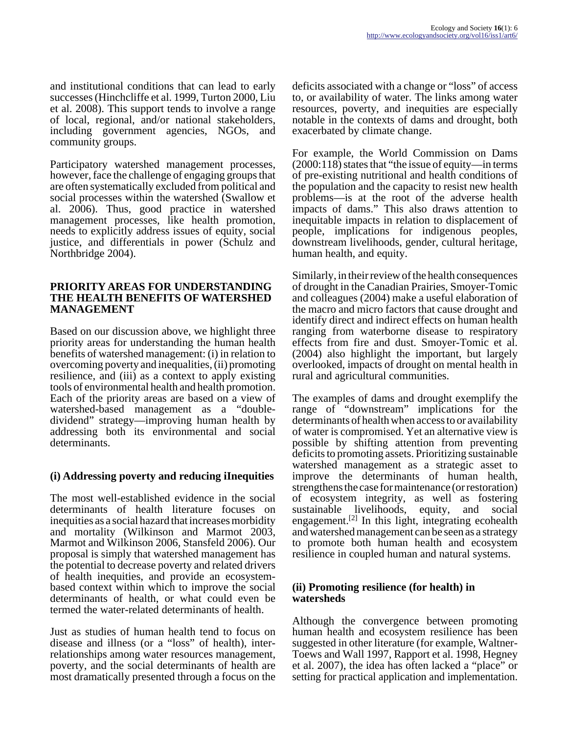and institutional conditions that can lead to early successes (Hinchcliffe et al. 1999, Turton 2000, Liu et al. 2008). This support tends to involve a range of local, regional, and/or national stakeholders, including government agencies, NGOs, and community groups.

Participatory watershed management processes, however, face the challenge of engaging groups that are often systematically excluded from political and social processes within the watershed (Swallow et al. 2006). Thus, good practice in watershed management processes, like health promotion, needs to explicitly address issues of equity, social justice, and differentials in power (Schulz and Northbridge 2004).

## PRIORITY AREAS FOR UNDERSTANDING THE HEALTH BENEFITS OF WATERSHED MANAGEMENT

Based on our discussion above, we highlight three priority areas for understanding the human health benefits of watershed management: (i) in relation to overcoming poverty and inequalities, (ii) promoting resilience, and (iii) as a context to apply existing tools of environmental health and health promotion. Each of the priority areas are based on a view of watershed-based management as a "double-dividend" strategy—improving human health by addressing both its environmental and social determinants.

### (i) Addressing poverty and reducing iInequities

The most well-established evidence in the social determinants of health literature focuses on inequities as a social hazard that increases morbidity and mortality (Wilkinson and Marmot 2003, Marmot and Wilkinson 2006, Stansfeld 2006). Our proposal is simply that watershed management has the potential to decrease poverty and related drivers of health inequities, and provide an ecosystem-based context within which to improve the social determinants of health, or what could even be termed the water-related determinants of health.

Just as studies of human health tend to focus on disease and illness (or a "loss" of health), inter-relationships among water resources management, poverty, and the social determinants of health are most dramatically presented through a focus on the deficits associated with a change or "loss" of access to, or availability of water. The links among water resources, poverty, and inequities are especially notable in the contexts of dams and drought, both exacerbated by climate change.

For example, the World Commission on Dams (2000:118) states that "the issue of equity—in terms of pre-existing nutritional and health conditions of the population and the capacity to resist new health problems—is at the root of the adverse health impacts of dams." This also draws attention to inequitable impacts in relation to displacement of people, implications for indigenous peoples, downstream livelihoods, gender, cultural heritage, human health, and equity.

Similarly, in their review of the health consequences of drought in the Canadian Prairies, Smoyer-Tomic and colleagues (2004) make a useful elaboration of the macro and micro factors that cause drought and identify direct and indirect effects on human health ranging from waterborne disease to respiratory effects from fire and dust. Smoyer-Tomic et al. (2004) also highlight the important, but largely overlooked, impacts of drought on mental health in rural and agricultural communities.

The examples of dams and drought exemplify the range of "downstream" implications for the determinants of health when access to or availability of water is compromised. Yet an alternative view is possible by shifting attention from preventing deficits to promoting assets. Prioritizing sustainable watershed management as a strategic asset to improve the determinants of human health, strengthens the case for maintenance (or restoration) of ecosystem integrity, as well as fostering sustainable livelihoods, equity, and social engagement.[2] In this light, integrating ecohealth and watershed management can be seen as a strategy to promote both human health and ecosystem resilience in coupled human and natural systems.

### (ii) Promoting resilience (for health) in watersheds

Although the convergence between promoting human health and ecosystem resilience has been suggested in other literature (for example, Waltner-Toews and Wall 1997, Rapport et al. 1998, Hegney et al. 2007), the idea has often lacked a "place" or setting for practical application and implementation.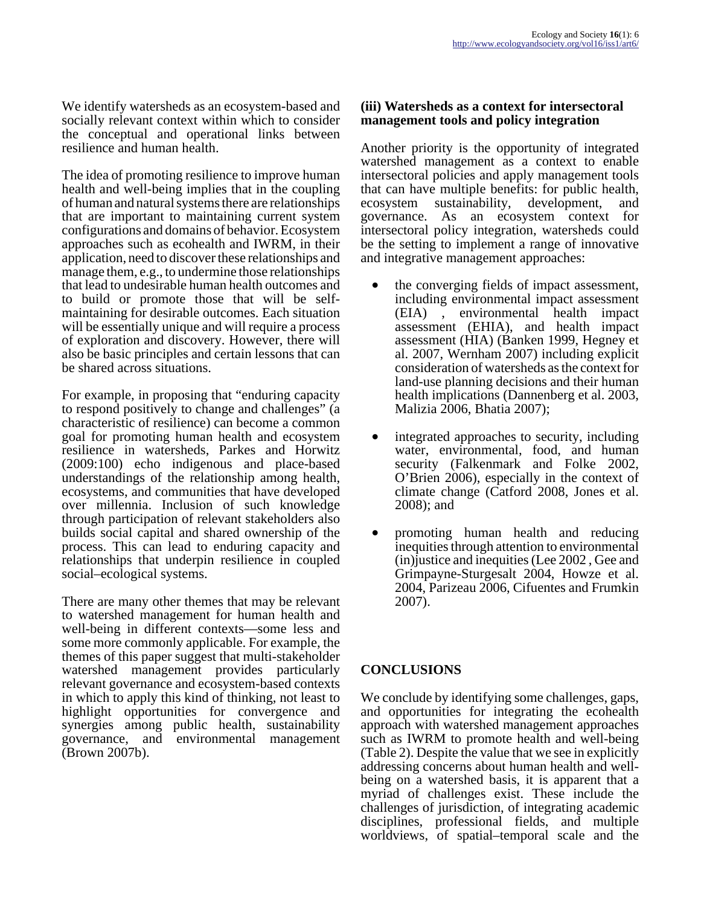We identify watersheds as an ecosystem-based and socially relevant context within which to consider the conceptual and operational links between resilience and human health.

The idea of promoting resilience to improve human health and well-being implies that in the coupling of human and natural systems there are relationships that are important to maintaining current system configurations and domains of behavior. Ecosystem approaches such as ecohealth and IWRM, in their application, need to discover these relationships and manage them, e.g., to undermine those relationships that lead to undesirable human health outcomes and to build or promote those that will be self-maintaining for desirable outcomes. Each situation will be essentially unique and will require a process of exploration and discovery. However, there will also be basic principles and certain lessons that can be shared across situations.

For example, in proposing that "enduring capacity to respond positively to change and challenges" (a characteristic of resilience) can become a common goal for promoting human health and ecosystem resilience in watersheds, Parkes and Horwitz (2009:100) echo indigenous and place-based understandings of the relationship among health, ecosystems, and communities that have developed over millennia. Inclusion of such knowledge through participation of relevant stakeholders also builds social capital and shared ownership of the process. This can lead to enduring capacity and relationships that underpin resilience in coupled social–ecological systems.

There are many other themes that may be relevant to watershed management for human health and well-being in different contexts—some less and some more commonly applicable. For example, the themes of this paper suggest that multi-stakeholder watershed management provides particularly relevant governance and ecosystem-based contexts in which to apply this kind of thinking, not least to highlight opportunities for convergence and synergies among public health, sustainability governance, and environmental management (Brown 2007b).

**(iii) Watersheds as a context for intersectoral management tools and policy integration**

Another priority is the opportunity of integrated watershed management as a context to enable intersectoral policies and apply management tools that can have multiple benefits: for public health, ecosystem sustainability, development, and governance. As an ecosystem context for intersectoral policy integration, watersheds could be the setting to implement a range of innovative and integrative management approaches:

- the converging fields of impact assessment, including environmental impact assessment (EIA) , environmental health impact assessment (EHIA), and health impact assessment (HIA) (Banken 1999, Hegney et al. 2007, Wernham 2007) including explicit consideration of watersheds as the context for land-use planning decisions and their human health implications (Dannenberg et al. 2003, Malizia 2006, Bhatia 2007);
- integrated approaches to security, including water, environmental, food, and human security (Falkenmark and Folke 2002, O'Brien 2006), especially in the context of climate change (Catford 2008, Jones et al. 2008); and
- promoting human health and reducing inequities through attention to environmental (in)justice and inequities (Lee 2002 , Gee and Grimpayne-Sturgesalt 2004, Howze et al. 2004, Parizeau 2006, Cifuentes and Frumkin 2007).

## CONCLUSIONS

We conclude by identifying some challenges, gaps, and opportunities for integrating the ecohealth approach with watershed management approaches such as IWRM to promote health and well-being (Table 2). Despite the value that we see in explicitly addressing concerns about human health and well-being on a watershed basis, it is apparent that a myriad of challenges exist. These include the challenges of jurisdiction, of integrating academic disciplines, professional fields, and multiple worldviews, of spatial–temporal scale and the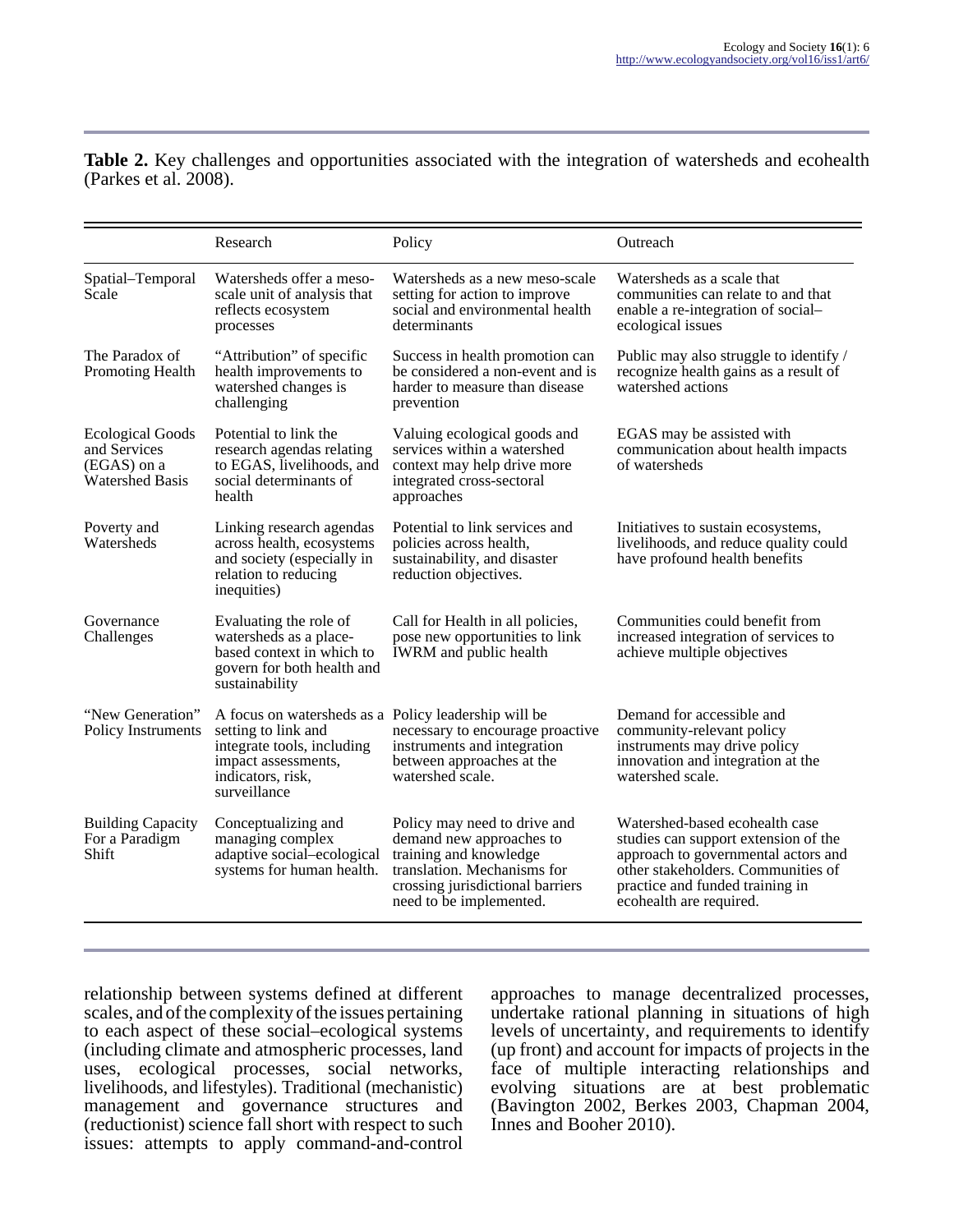**Table 2.** Key challenges and opportunities associated with the integration of watersheds and ecohealth (Parkes et al. 2008).

| | Research | Policy | Outreach |
|---|---|---|---|
| Spatial–Temporal Scale | Watersheds offer a meso-scale unit of analysis that reflects ecosystem processes | Watersheds as a new meso-scale setting for action to improve social and environmental health determinants | Watersheds as a scale that communities can relate to and that enable a re-integration of social–ecological issues |
| The Paradox of Promoting Health | "Attribution" of specific health improvements to watershed changes is challenging | Success in health promotion can be considered a non-event and is harder to measure than disease prevention | Public may also struggle to identify / recognize health gains as a result of watershed actions |
| Ecological Goods and Services (EGAS) on a Watershed Basis | Potential to link the research agendas relating to EGAS, livelihoods, and social determinants of health | Valuing ecological goods and services within a watershed context may help drive more integrated cross-sectoral approaches | EGAS may be assisted with communication about health impacts of watersheds |
| Poverty and Watersheds | Linking research agendas across health, ecosystems and society (especially in relation to reducing inequities) | Potential to link services and policies across health, sustainability, and disaster reduction objectives. | Initiatives to sustain ecosystems, livelihoods, and reduce quality could have profound health benefits |
| Governance Challenges | Evaluating the role of watersheds as a place-based context in which to govern for both health and sustainability | Call for Health in all policies, pose new opportunities to link IWRM and public health | Communities could benefit from increased integration of services to achieve multiple objectives |
| "New Generation" Policy Instruments | A focus on watersheds as a setting to link and integrate tools, including impact assessments, indicators, risk, surveillance | Policy leadership will be necessary to encourage proactive instruments and integration between approaches at the watershed scale. | Demand for accessible and community-relevant policy instruments may drive policy innovation and integration at the watershed scale. |
| Building Capacity For a Paradigm Shift | Conceptualizing and managing complex adaptive social–ecological systems for human health. | Policy may need to drive and demand new approaches to training and knowledge translation. Mechanisms for crossing jurisdictional barriers need to be implemented. | Watershed-based ecohealth case studies can support extension of the approach to governmental actors and other stakeholders. Communities of practice and funded training in ecohealth are required. |

relationship between systems defined at different scales, and of the complexity of the issues pertaining to each aspect of these social–ecological systems (including climate and atmospheric processes, land uses, ecological processes, social networks, livelihoods, and lifestyles). Traditional (mechanistic) management and governance structures and (reductionist) science fall short with respect to such issues: attempts to apply command-and-control approaches to manage decentralized processes, undertake rational planning in situations of high levels of uncertainty, and requirements to identify (up front) and account for impacts of projects in the face of multiple interacting relationships and evolving situations are at best problematic (Bavington 2002, Berkes 2003, Chapman 2004, Innes and Booher 2010).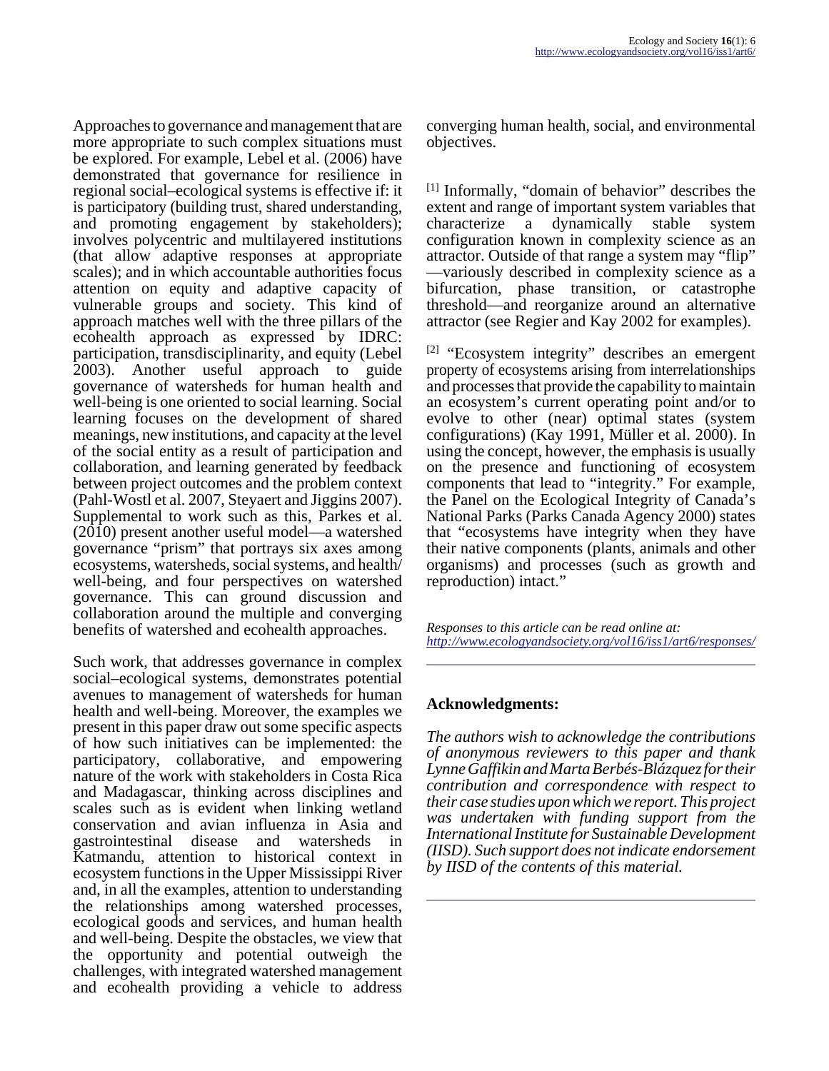Approaches to governance and management that are more appropriate to such complex situations must be explored. For example, Lebel et al. (2006) have demonstrated that governance for resilience in regional social–ecological systems is effective if: it is participatory (building trust, shared understanding, and promoting engagement by stakeholders); involves polycentric and multilayered institutions (that allow adaptive responses at appropriate scales); and in which accountable authorities focus attention on equity and adaptive capacity of vulnerable groups and society. This kind of approach matches well with the three pillars of the ecohealth approach as expressed by IDRC: participation, transdisciplinarity, and equity (Lebel 2003). Another useful approach to guide governance of watersheds for human health and well-being is one oriented to social learning. Social learning focuses on the development of shared meanings, new institutions, and capacity at the level of the social entity as a result of participation and collaboration, and learning generated by feedback between project outcomes and the problem context (Pahl-Wostl et al. 2007, Steyaert and Jiggins 2007). Supplemental to work such as this, Parkes et al. (2010) present another useful model—a watershed governance "prism" that portrays six axes among ecosystems, watersheds, social systems, and health/well-being, and four perspectives on watershed governance. This can ground discussion and collaboration around the multiple and converging benefits of watershed and ecohealth approaches.

Such work, that addresses governance in complex social–ecological systems, demonstrates potential avenues to management of watersheds for human health and well-being. Moreover, the examples we present in this paper draw out some specific aspects of how such initiatives can be implemented: the participatory, collaborative, and empowering nature of the work with stakeholders in Costa Rica and Madagascar, thinking across disciplines and scales such as is evident when linking wetland conservation and avian influenza in Asia and gastrointestinal disease and watersheds in Katmandu, attention to historical context in ecosystem functions in the Upper Mississippi River and, in all the examples, attention to understanding the relationships among watershed processes, ecological goods and services, and human health and well-being. Despite the obstacles, we view that the opportunity and potential outweigh the challenges, with integrated watershed management and ecohealth providing a vehicle to address converging human health, social, and environmental objectives.

[1] Informally, "domain of behavior" describes the extent and range of important system variables that characterize a dynamically stable system configuration known in complexity science as an attractor. Outside of that range a system may "flip" —variously described in complexity science as a bifurcation, phase transition, or catastrophe threshold—and reorganize around an alternative attractor (see Regier and Kay 2002 for examples).

[2] "Ecosystem integrity" describes an emergent property of ecosystems arising from interrelationships and processes that provide the capability to maintain an ecosystem's current operating point and/or to evolve to other (near) optimal states (system configurations) (Kay 1991, Müller et al. 2000). In using the concept, however, the emphasis is usually on the presence and functioning of ecosystem components that lead to "integrity." For example, the Panel on the Ecological Integrity of Canada's National Parks (Parks Canada Agency 2000) states that "ecosystems have integrity when they have their native components (plants, animals and other organisms) and processes (such as growth and reproduction) intact."

*Responses to this article can be read online at:* *http://www.ecologyandsociety.org/vol16/iss1/art6/responses/*

## Acknowledgments:

*The authors wish to acknowledge the contributions of anonymous reviewers to this paper and thank Lynne Gaffikin and Marta Berbés-Blázquez for their contribution and correspondence with respect to their case studies upon which we report. This project was undertaken with funding support from the International Institute for Sustainable Development (IISD). Such support does not indicate endorsement by IISD of the contents of this material.*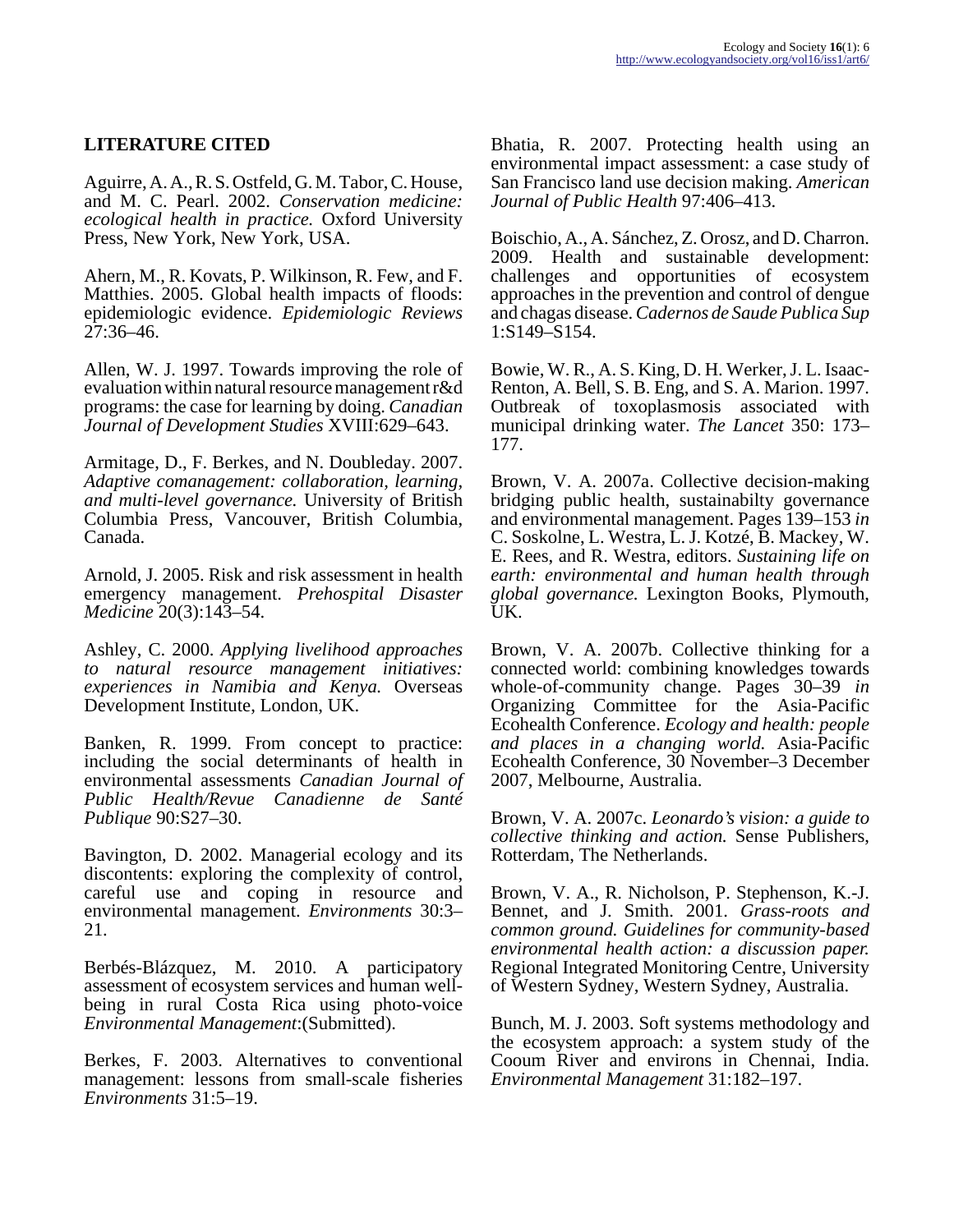## LITERATURE CITED

Aguirre, A. A., R. S. Ostfeld, G. M. Tabor, C. House, and M. C. Pearl. 2002. *Conservation medicine: ecological health in practice.* Oxford University Press, New York, New York, USA.

Ahern, M., R. Kovats, P. Wilkinson, R. Few, and F. Matthies. 2005. Global health impacts of floods: epidemiologic evidence. *Epidemiologic Reviews* 27:36–46.

Allen, W. J. 1997. Towards improving the role of evaluation within natural resource management r&d programs: the case for learning by doing. *Canadian Journal of Development Studies* XVIII:629–643.

Armitage, D., F. Berkes, and N. Doubleday. 2007. *Adaptive comanagement: collaboration, learning, and multi-level governance.* University of British Columbia Press, Vancouver, British Columbia, Canada.

Arnold, J. 2005. Risk and risk assessment in health emergency management. *Prehospital Disaster Medicine* 20(3):143–54.

Ashley, C. 2000. *Applying livelihood approaches to natural resource management initiatives: experiences in Namibia and Kenya.* Overseas Development Institute, London, UK.

Banken, R. 1999. From concept to practice: including the social determinants of health in environmental assessments *Canadian Journal of Public Health/Revue Canadienne de Santé Publique* 90:S27–30.

Bavington, D. 2002. Managerial ecology and its discontents: exploring the complexity of control, careful use and coping in resource and environmental management. *Environments* 30:3–21.

Berbés-Blázquez, M. 2010. A participatory assessment of ecosystem services and human well-being in rural Costa Rica using photo-voice *Environmental Management*:(Submitted).

Berkes, F. 2003. Alternatives to conventional management: lessons from small-scale fisheries *Environments* 31:5–19.

Bhatia, R. 2007. Protecting health using an environmental impact assessment: a case study of San Francisco land use decision making. *American Journal of Public Health* 97:406–413.

Boischio, A., A. Sánchez, Z. Orosz, and D. Charron. 2009. Health and sustainable development: challenges and opportunities of ecosystem approaches in the prevention and control of dengue and chagas disease. *Cadernos de Saude Publica Sup* 1:S149–S154.

Bowie, W. R., A. S. King, D. H. Werker, J. L. Isaac-Renton, A. Bell, S. B. Eng, and S. A. Marion. 1997. Outbreak of toxoplasmosis associated with municipal drinking water. *The Lancet* 350: 173–177.

Brown, V. A. 2007a. Collective decision-making bridging public health, sustainabilty governance and environmental management. Pages 139–153 *in* C. Soskolne, L. Westra, L. J. Kotzé, B. Mackey, W. E. Rees, and R. Westra, editors. *Sustaining life on earth: environmental and human health through global governance.* Lexington Books, Plymouth, UK.

Brown, V. A. 2007b. Collective thinking for a connected world: combining knowledges towards whole-of-community change. Pages 30–39 *in* Organizing Committee for the Asia-Pacific Ecohealth Conference. *Ecology and health: people and places in a changing world.* Asia-Pacific Ecohealth Conference, 30 November–3 December 2007, Melbourne, Australia.

Brown, V. A. 2007c. *Leonardo's vision: a guide to collective thinking and action.* Sense Publishers, Rotterdam, The Netherlands.

Brown, V. A., R. Nicholson, P. Stephenson, K.-J. Bennet, and J. Smith. 2001. *Grass-roots and common ground. Guidelines for community-based environmental health action: a discussion paper.* Regional Integrated Monitoring Centre, University of Western Sydney, Western Sydney, Australia.

Bunch, M. J. 2003. Soft systems methodology and the ecosystem approach: a system study of the Cooum River and environs in Chennai, India. *Environmental Management* 31:182–197.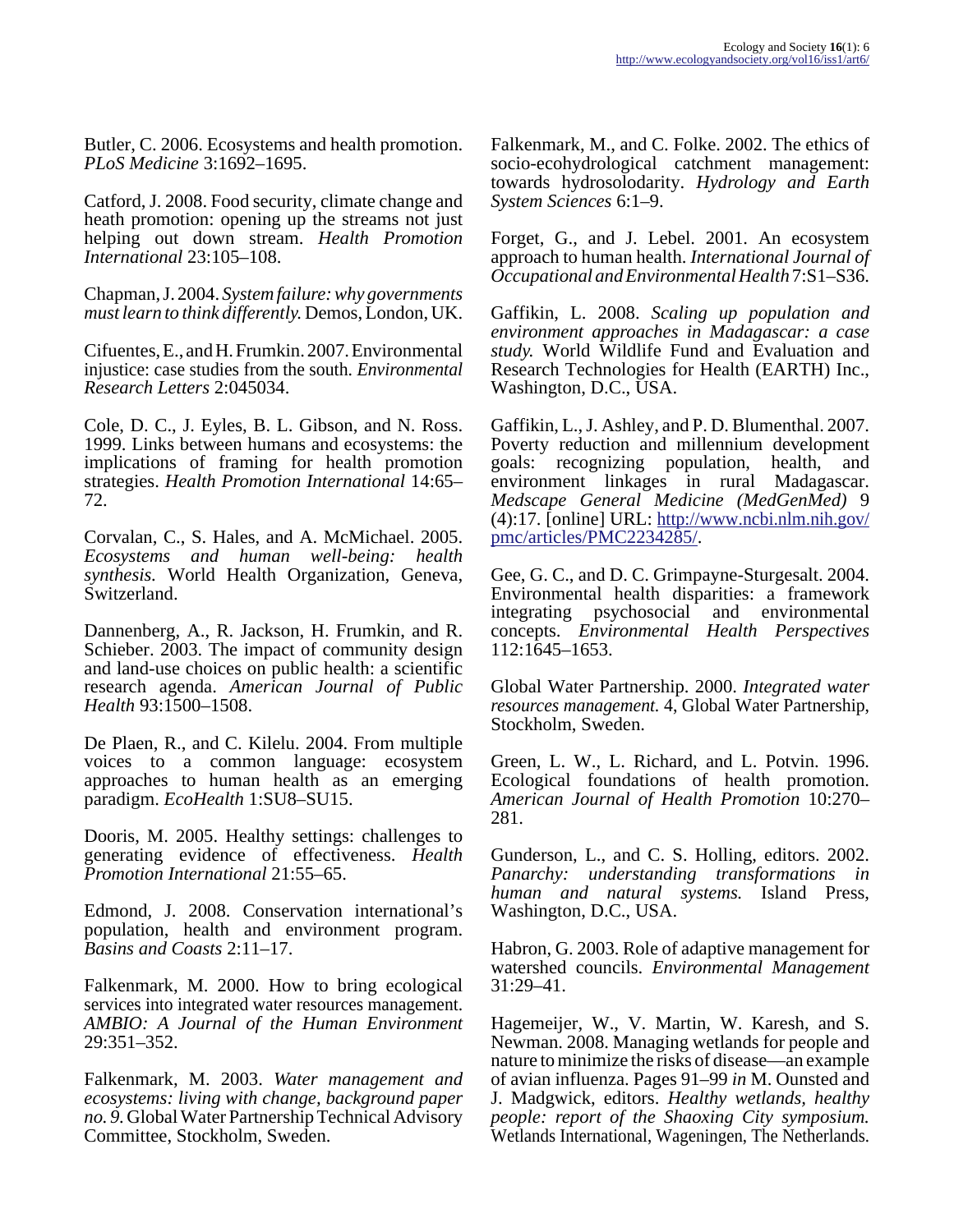Butler, C. 2006. Ecosystems and health promotion. *PLoS Medicine* 3:1692–1695.

Catford, J. 2008. Food security, climate change and heath promotion: opening up the streams not just helping out down stream. *Health Promotion International* 23:105–108.

Chapman, J. 2004. *System failure: why governments must learn to think differently.* Demos, London, UK.

Cifuentes, E., and H. Frumkin. 2007. Environmental injustice: case studies from the south. *Environmental Research Letters* 2:045034.

Cole, D. C., J. Eyles, B. L. Gibson, and N. Ross. 1999. Links between humans and ecosystems: the implications of framing for health promotion strategies. *Health Promotion International* 14:65–72.

Corvalan, C., S. Hales, and A. McMichael. 2005. *Ecosystems and human well-being: health synthesis.* World Health Organization, Geneva, Switzerland.

Dannenberg, A., R. Jackson, H. Frumkin, and R. Schieber. 2003. The impact of community design and land-use choices on public health: a scientific research agenda. *American Journal of Public Health* 93:1500–1508.

De Plaen, R., and C. Kilelu. 2004. From multiple voices to a common language: ecosystem approaches to human health as an emerging paradigm. *EcoHealth* 1:SU8–SU15.

Dooris, M. 2005. Healthy settings: challenges to generating evidence of effectiveness. *Health Promotion International* 21:55–65.

Edmond, J. 2008. Conservation international's population, health and environment program. *Basins and Coasts* 2:11–17.

Falkenmark, M. 2000. How to bring ecological services into integrated water resources management. *AMBIO: A Journal of the Human Environment* 29:351–352.

Falkenmark, M. 2003. *Water management and ecosystems: living with change, background paper no. 9.* Global Water Partnership Technical Advisory Committee, Stockholm, Sweden.

Falkenmark, M., and C. Folke. 2002. The ethics of socio-ecohydrological catchment management: towards hydrosolodarity. *Hydrology and Earth System Sciences* 6:1–9.

Forget, G., and J. Lebel. 2001. An ecosystem approach to human health. *International Journal of Occupational and Environmental Health* 7:S1–S36.

Gaffikin, L. 2008. *Scaling up population and environment approaches in Madagascar: a case study.* World Wildlife Fund and Evaluation and Research Technologies for Health (EARTH) Inc., Washington, D.C., USA.

Gaffikin, L., J. Ashley, and P. D. Blumenthal. 2007. Poverty reduction and millennium development goals: recognizing population, health, and environment linkages in rural Madagascar. *Medscape General Medicine (MedGenMed)* 9 (4):17. [online] URL: http://www.ncbi.nlm.nih.gov/pmc/articles/PMC2234285/.

Gee, G. C., and D. C. Grimpayne-Sturgesalt. 2004. Environmental health disparities: a framework integrating psychosocial and environmental concepts. *Environmental Health Perspectives* 112:1645–1653.

Global Water Partnership. 2000. *Integrated water resources management.* 4, Global Water Partnership, Stockholm, Sweden.

Green, L. W., L. Richard, and L. Potvin. 1996. Ecological foundations of health promotion. *American Journal of Health Promotion* 10:270–281.

Gunderson, L., and C. S. Holling, editors. 2002. *Panarchy: understanding transformations in human and natural systems.* Island Press, Washington, D.C., USA.

Habron, G. 2003. Role of adaptive management for watershed councils. *Environmental Management* 31:29–41.

Hagemeijer, W., V. Martin, W. Karesh, and S. Newman. 2008. Managing wetlands for people and nature to minimize the risks of disease—an example of avian influenza. Pages 91–99 *in* M. Ounsted and J. Madgwick, editors. *Healthy wetlands, healthy people: report of the Shaoxing City symposium.* Wetlands International, Wageningen, The Netherlands.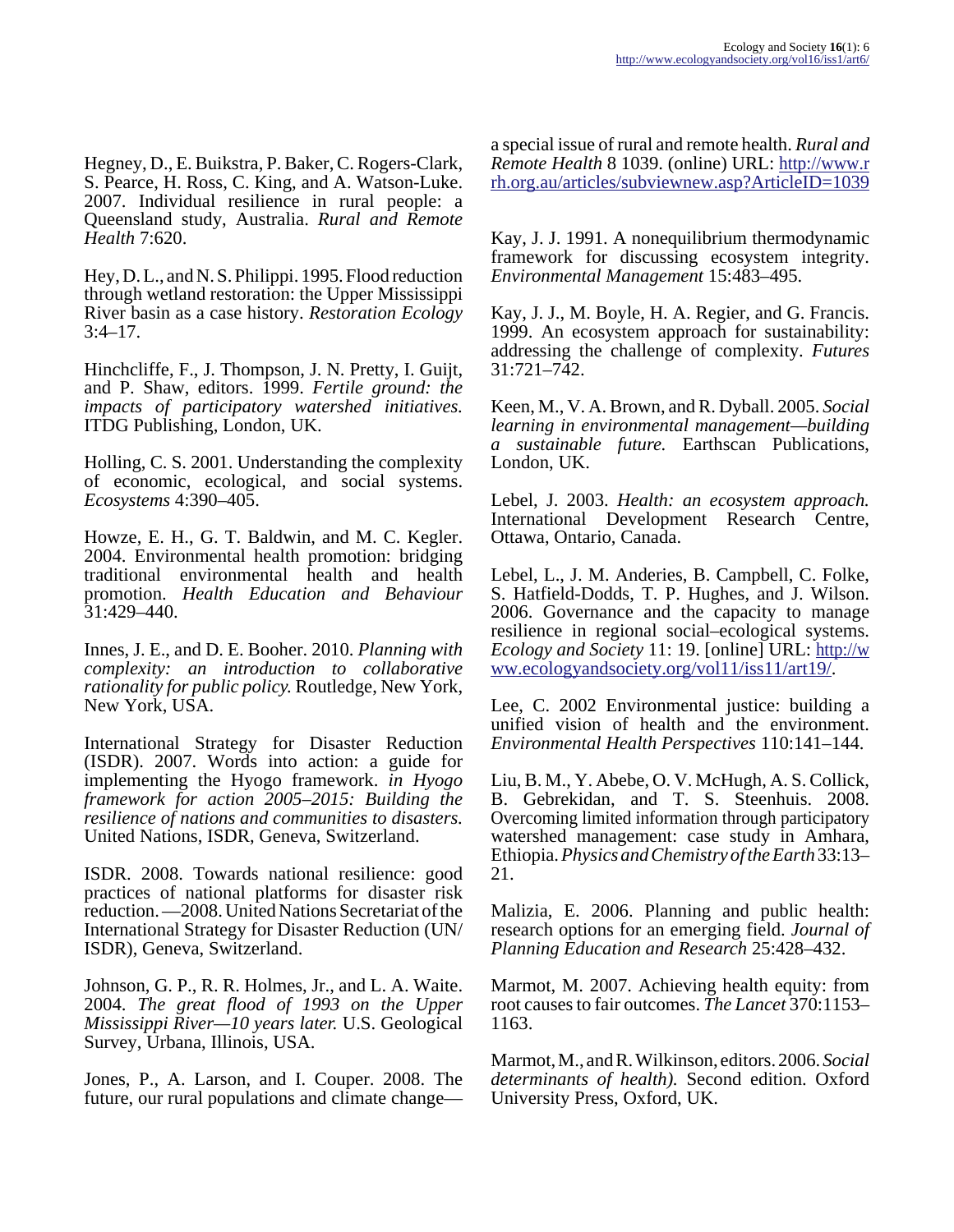Hegney, D., E. Buikstra, P. Baker, C. Rogers-Clark, S. Pearce, H. Ross, C. King, and A. Watson-Luke. 2007. Individual resilience in rural people: a Queensland study, Australia. *Rural and Remote Health* 7:620.

Hey, D. L., and N. S. Philippi. 1995. Flood reduction through wetland restoration: the Upper Mississippi River basin as a case history. *Restoration Ecology* 3:4–17.

Hinchcliffe, F., J. Thompson, J. N. Pretty, I. Guijt, and P. Shaw, editors. 1999. *Fertile ground: the impacts of participatory watershed initiatives.* ITDG Publishing, London, UK.

Holling, C. S. 2001. Understanding the complexity of economic, ecological, and social systems. *Ecosystems* 4:390–405.

Howze, E. H., G. T. Baldwin, and M. C. Kegler. 2004. Environmental health promotion: bridging traditional environmental health and health promotion. *Health Education and Behaviour* 31:429–440.

Innes, J. E., and D. E. Booher. 2010. *Planning with complexity: an introduction to collaborative rationality for public policy.* Routledge, New York, New York, USA.

International Strategy for Disaster Reduction (ISDR). 2007. Words into action: a guide for implementing the Hyogo framework. *in Hyogo framework for action 2005–2015: Building the resilience of nations and communities to disasters.* United Nations, ISDR, Geneva, Switzerland.

ISDR. 2008. Towards national resilience: good practices of national platforms for disaster risk reduction. —2008. United Nations Secretariat of the International Strategy for Disaster Reduction (UN/ISDR), Geneva, Switzerland.

Johnson, G. P., R. R. Holmes, Jr., and L. A. Waite. 2004. *The great flood of 1993 on the Upper Mississippi River—10 years later.* U.S. Geological Survey, Urbana, Illinois, USA.

Jones, P., A. Larson, and I. Couper. 2008. The future, our rural populations and climate change—a special issue of rural and remote health. *Rural and Remote Health* 8 1039. (online) URL: http://www.rrh.org.au/articles/subviewnew.asp?ArticleID=1039

Kay, J. J. 1991. A nonequilibrium thermodynamic framework for discussing ecosystem integrity. *Environmental Management* 15:483–495.

Kay, J. J., M. Boyle, H. A. Regier, and G. Francis. 1999. An ecosystem approach for sustainability: addressing the challenge of complexity. *Futures* 31:721–742.

Keen, M., V. A. Brown, and R. Dyball. 2005. *Social learning in environmental management—building a sustainable future.* Earthscan Publications, London, UK.

Lebel, J. 2003. *Health: an ecosystem approach.* International Development Research Centre, Ottawa, Ontario, Canada.

Lebel, L., J. M. Anderies, B. Campbell, C. Folke, S. Hatfield-Dodds, T. P. Hughes, and J. Wilson. 2006. Governance and the capacity to manage resilience in regional social–ecological systems. *Ecology and Society* 11: 19. [online] URL: http://www.ecologyandsociety.org/vol11/iss11/art19/.

Lee, C. 2002 Environmental justice: building a unified vision of health and the environment. *Environmental Health Perspectives* 110:141–144.

Liu, B. M., Y. Abebe, O. V. McHugh, A. S. Collick, B. Gebrekidan, and T. S. Steenhuis. 2008. Overcoming limited information through participatory watershed management: case study in Amhara, Ethiopia. *Physics and Chemistry of the Earth* 33:13–21.

Malizia, E. 2006. Planning and public health: research options for an emerging field. *Journal of Planning Education and Research* 25:428–432.

Marmot, M. 2007. Achieving health equity: from root causes to fair outcomes. *The Lancet* 370:1153–1163.

Marmot, M., and R. Wilkinson, editors. 2006. *Social determinants of health).* Second edition. Oxford University Press, Oxford, UK.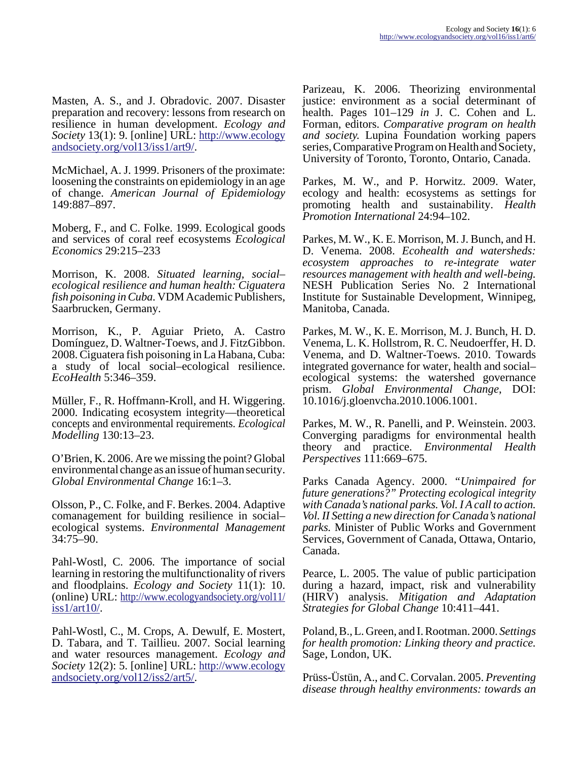Masten, A. S., and J. Obradovic. 2007. Disaster preparation and recovery: lessons from research on resilience in human development. *Ecology and Society* 13(1): 9. [online] URL: http://www.ecologyandsociety.org/vol13/iss1/art9/.

McMichael, A. J. 1999. Prisoners of the proximate: loosening the constraints on epidemiology in an age of change. *American Journal of Epidemiology* 149:887–897.

Moberg, F., and C. Folke. 1999. Ecological goods and services of coral reef ecosystems *Ecological Economics* 29:215–233

Morrison, K. 2008. *Situated learning, social–ecological resilience and human health: Ciguatera fish poisoning in Cuba.* VDM Academic Publishers, Saarbrucken, Germany.

Morrison, K., P. Aguiar Prieto, A. Castro Domínguez, D. Waltner-Toews, and J. FitzGibbon. 2008. Ciguatera fish poisoning in La Habana, Cuba: a study of local social–ecological resilience. *EcoHealth* 5:346–359.

Müller, F., R. Hoffmann-Kroll, and H. Wiggering. 2000. Indicating ecosystem integrity—theoretical concepts and environmental requirements. *Ecological Modelling* 130:13–23.

O'Brien, K. 2006. Are we missing the point? Global environmental change as an issue of human security. *Global Environmental Change* 16:1–3.

Olsson, P., C. Folke, and F. Berkes. 2004. Adaptive comanagement for building resilience in social–ecological systems. *Environmental Management* 34:75–90.

Pahl-Wostl, C. 2006. The importance of social learning in restoring the multifunctionality of rivers and floodplains. *Ecology and Society* 11(1): 10. (online) URL: http://www.ecologyandsociety.org/vol11/iss1/art10/.

Pahl-Wostl, C., M. Crops, A. Dewulf, E. Mostert, D. Tabara, and T. Taillieu. 2007. Social learning and water resources management. *Ecology and Society* 12(2): 5. [online] URL: http://www.ecologyandsociety.org/vol12/iss2/art5/.

Parizeau, K. 2006. Theorizing environmental justice: environment as a social determinant of health. Pages 101–129 *in* J. C. Cohen and L. Forman, editors. *Comparative program on health and society.* Lupina Foundation working papers series, Comparative Program on Health and Society, University of Toronto, Toronto, Ontario, Canada.

Parkes, M. W., and P. Horwitz. 2009. Water, ecology and health: ecosystems as settings for promoting health and sustainability. *Health Promotion International* 24:94–102.

Parkes, M. W., K. E. Morrison, M. J. Bunch, and H. D. Venema. 2008. *Ecohealth and watersheds: ecosystem approaches to re-integrate water resources management with health and well-being.* NESH Publication Series No. 2 International Institute for Sustainable Development, Winnipeg, Manitoba, Canada.

Parkes, M. W., K. E. Morrison, M. J. Bunch, H. D. Venema, L. K. Hollstrom, R. C. Neudoerffer, H. D. Venema, and D. Waltner-Toews. 2010. Towards integrated governance for water, health and social–ecological systems: the watershed governance prism. *Global Environmental Change*, DOI: 10.1016/j.gloenvcha.2010.1006.1001.

Parkes, M. W., R. Panelli, and P. Weinstein. 2003. Converging paradigms for environmental health theory and practice. *Environmental Health Perspectives* 111:669–675.

Parks Canada Agency. 2000. *"Unimpaired for future generations?" Protecting ecological integrity with Canada's national parks. Vol. I A call to action. Vol. II Setting a new direction for Canada's national parks.* Minister of Public Works and Government Services, Government of Canada, Ottawa, Ontario, Canada.

Pearce, L. 2005. The value of public participation during a hazard, impact, risk and vulnerability (HIRV) analysis. *Mitigation and Adaptation Strategies for Global Change* 10:411–441.

Poland, B., L. Green, and I. Rootman. 2000. *Settings for health promotion: Linking theory and practice.* Sage, London, UK.

Prüss-Üstün, A., and C. Corvalan. 2005. *Preventing disease through healthy environments: towards an*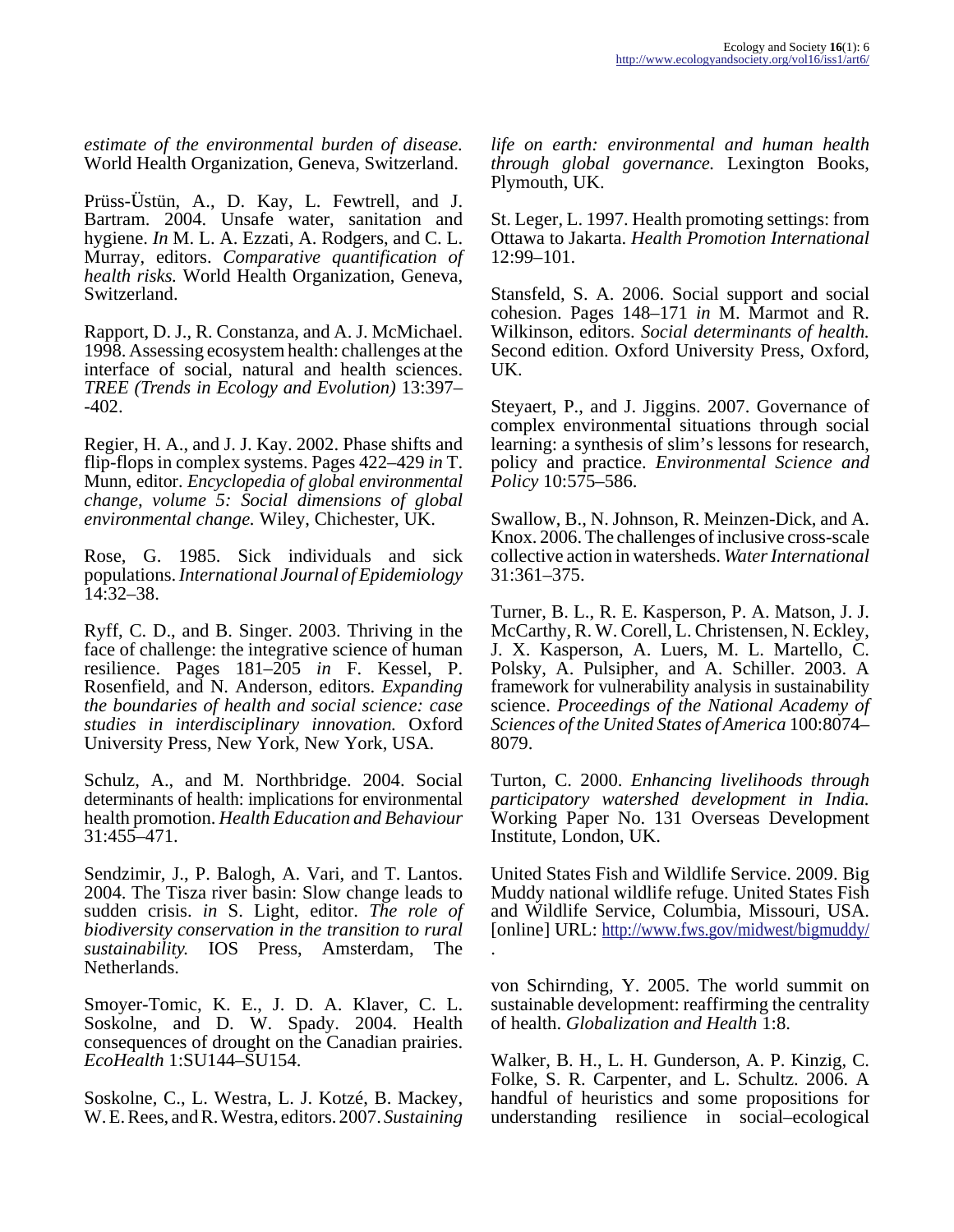*estimate of the environmental burden of disease.* World Health Organization, Geneva, Switzerland.

Prüss-Üstün, A., D. Kay, L. Fewtrell, and J. Bartram. 2004. Unsafe water, sanitation and hygiene. *In* M. L. A. Ezzati, A. Rodgers, and C. L. Murray, editors. *Comparative quantification of health risks.* World Health Organization, Geneva, Switzerland.

Rapport, D. J., R. Constanza, and A. J. McMichael. 1998. Assessing ecosystem health: challenges at the interface of social, natural and health sciences. *TREE (Trends in Ecology and Evolution)* 13:397–-402.

Regier, H. A., and J. J. Kay. 2002. Phase shifts and flip-flops in complex systems. Pages 422–429 *in* T. Munn, editor. *Encyclopedia of global environmental change, volume 5: Social dimensions of global environmental change.* Wiley, Chichester, UK.

Rose, G. 1985. Sick individuals and sick populations. *International Journal of Epidemiology* 14:32–38.

Ryff, C. D., and B. Singer. 2003. Thriving in the face of challenge: the integrative science of human resilience. Pages 181–205 *in* F. Kessel, P. Rosenfield, and N. Anderson, editors. *Expanding the boundaries of health and social science: case studies in interdisciplinary innovation.* Oxford University Press, New York, New York, USA.

Schulz, A., and M. Northbridge. 2004. Social determinants of health: implications for environmental health promotion. *Health Education and Behaviour* 31:455–471.

Sendzimir, J., P. Balogh, A. Vari, and T. Lantos. 2004. The Tisza river basin: Slow change leads to sudden crisis. *in* S. Light, editor. *The role of biodiversity conservation in the transition to rural sustainability.* IOS Press, Amsterdam, The Netherlands.

Smoyer-Tomic, K. E., J. D. A. Klaver, C. L. Soskolne, and D. W. Spady. 2004. Health consequences of drought on the Canadian prairies. *EcoHealth* 1:SU144–SU154.

Soskolne, C., L. Westra, L. J. Kotzé, B. Mackey, W. E. Rees, and R. Westra, editors. 2007. *Sustaining life on earth: environmental and human health through global governance.* Lexington Books, Plymouth, UK.

St. Leger, L. 1997. Health promoting settings: from Ottawa to Jakarta. *Health Promotion International* 12:99–101.

Stansfeld, S. A. 2006. Social support and social cohesion. Pages 148–171 *in* M. Marmot and R. Wilkinson, editors. *Social determinants of health.* Second edition. Oxford University Press, Oxford, UK.

Steyaert, P., and J. Jiggins. 2007. Governance of complex environmental situations through social learning: a synthesis of slim's lessons for research, policy and practice. *Environmental Science and Policy* 10:575–586.

Swallow, B., N. Johnson, R. Meinzen-Dick, and A. Knox. 2006. The challenges of inclusive cross-scale collective action in watersheds. *Water International* 31:361–375.

Turner, B. L., R. E. Kasperson, P. A. Matson, J. J. McCarthy, R. W. Corell, L. Christensen, N. Eckley, J. X. Kasperson, A. Luers, M. L. Martello, C. Polsky, A. Pulsipher, and A. Schiller. 2003. A framework for vulnerability analysis in sustainability science. *Proceedings of the National Academy of Sciences of the United States of America* 100:8074–8079.

Turton, C. 2000. *Enhancing livelihoods through participatory watershed development in India.* Working Paper No. 131 Overseas Development Institute, London, UK.

United States Fish and Wildlife Service. 2009. Big Muddy national wildlife refuge. United States Fish and Wildlife Service, Columbia, Missouri, USA. [online] URL: http://www.fws.gov/midwest/bigmuddy/.

von Schirnding, Y. 2005. The world summit on sustainable development: reaffirming the centrality of health. *Globalization and Health* 1:8.

Walker, B. H., L. H. Gunderson, A. P. Kinzig, C. Folke, S. R. Carpenter, and L. Schultz. 2006. A handful of heuristics and some propositions for understanding resilience in social–ecological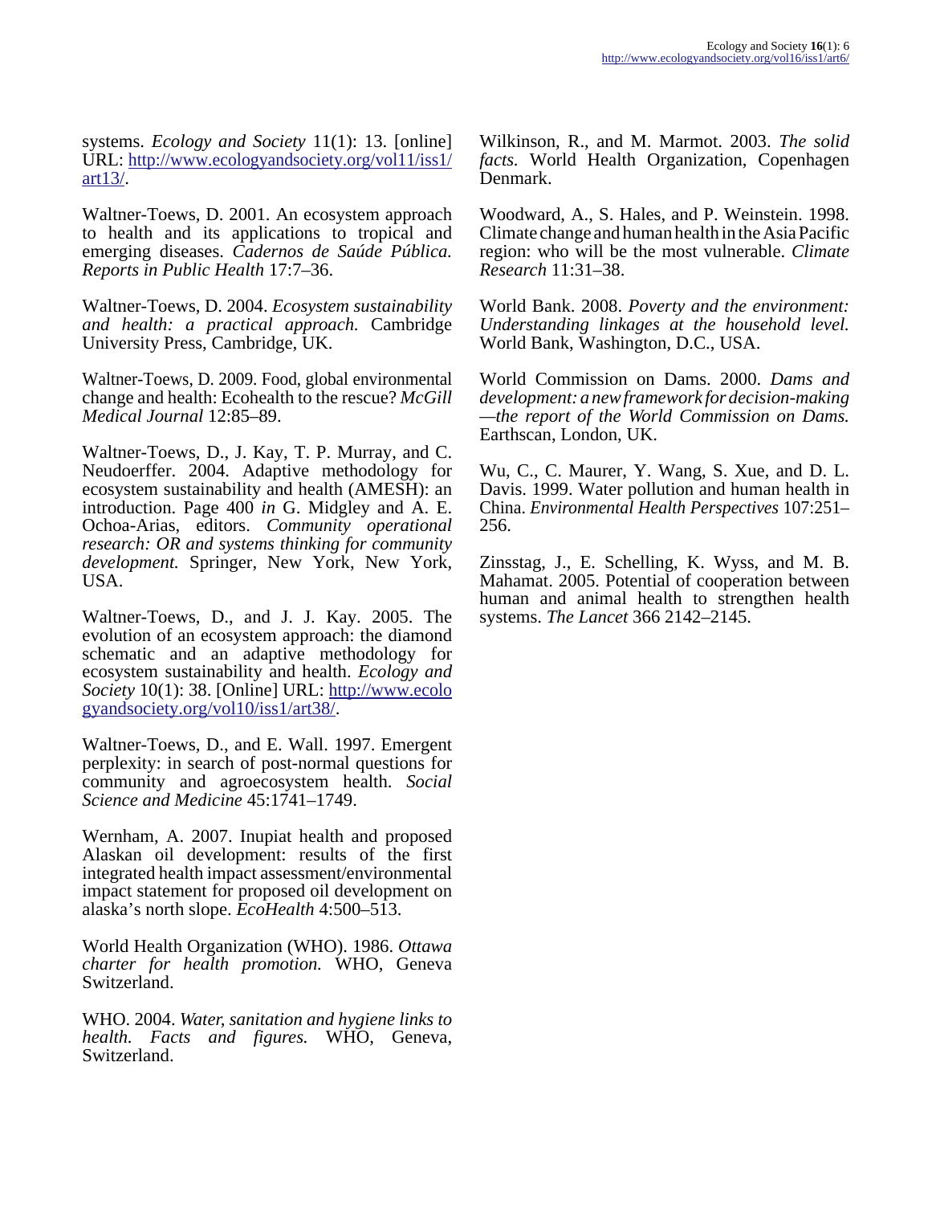systems. *Ecology and Society* 11(1): 13. [online] URL: http://www.ecologyandsociety.org/vol11/iss1/art13/.

Waltner-Toews, D. 2001. An ecosystem approach to health and its applications to tropical and emerging diseases. *Cadernos de Saúde Pública. Reports in Public Health* 17:7–36.

Waltner-Toews, D. 2004. *Ecosystem sustainability and health: a practical approach.* Cambridge University Press, Cambridge, UK.

Waltner-Toews, D. 2009. Food, global environmental change and health: Ecohealth to the rescue? *McGill Medical Journal* 12:85–89.

Waltner-Toews, D., J. Kay, T. P. Murray, and C. Neudoerffer. 2004. Adaptive methodology for ecosystem sustainability and health (AMESH): an introduction. Page 400 *in* G. Midgley and A. E. Ochoa-Arias, editors. *Community operational research: OR and systems thinking for community development.* Springer, New York, New York, USA.

Waltner-Toews, D., and J. J. Kay. 2005. The evolution of an ecosystem approach: the diamond schematic and an adaptive methodology for ecosystem sustainability and health. *Ecology and Society* 10(1): 38. [Online] URL: http://www.ecologyandsociety.org/vol10/iss1/art38/.

Waltner-Toews, D., and E. Wall. 1997. Emergent perplexity: in search of post-normal questions for community and agroecosystem health. *Social Science and Medicine* 45:1741–1749.

Wernham, A. 2007. Inupiat health and proposed Alaskan oil development: results of the first integrated health impact assessment/environmental impact statement for proposed oil development on alaska's north slope. *EcoHealth* 4:500–513.

World Health Organization (WHO). 1986. *Ottawa charter for health promotion.* WHO, Geneva Switzerland.

WHO. 2004. *Water, sanitation and hygiene links to health. Facts and figures.* WHO, Geneva, Switzerland.

Wilkinson, R., and M. Marmot. 2003. *The solid facts.* World Health Organization, Copenhagen Denmark.

Woodward, A., S. Hales, and P. Weinstein. 1998. Climate change and human health in the Asia Pacific region: who will be the most vulnerable. *Climate Research* 11:31–38.

World Bank. 2008. *Poverty and the environment: Understanding linkages at the household level.* World Bank, Washington, D.C., USA.

World Commission on Dams. 2000. *Dams and development: a new framework for decision-making —the report of the World Commission on Dams.* Earthscan, London, UK.

Wu, C., C. Maurer, Y. Wang, S. Xue, and D. L. Davis. 1999. Water pollution and human health in China. *Environmental Health Perspectives* 107:251–256.

Zinsstag, J., E. Schelling, K. Wyss, and M. B. Mahamat. 2005. Potential of cooperation between human and animal health to strengthen health systems. *The Lancet* 366 2142–2145.